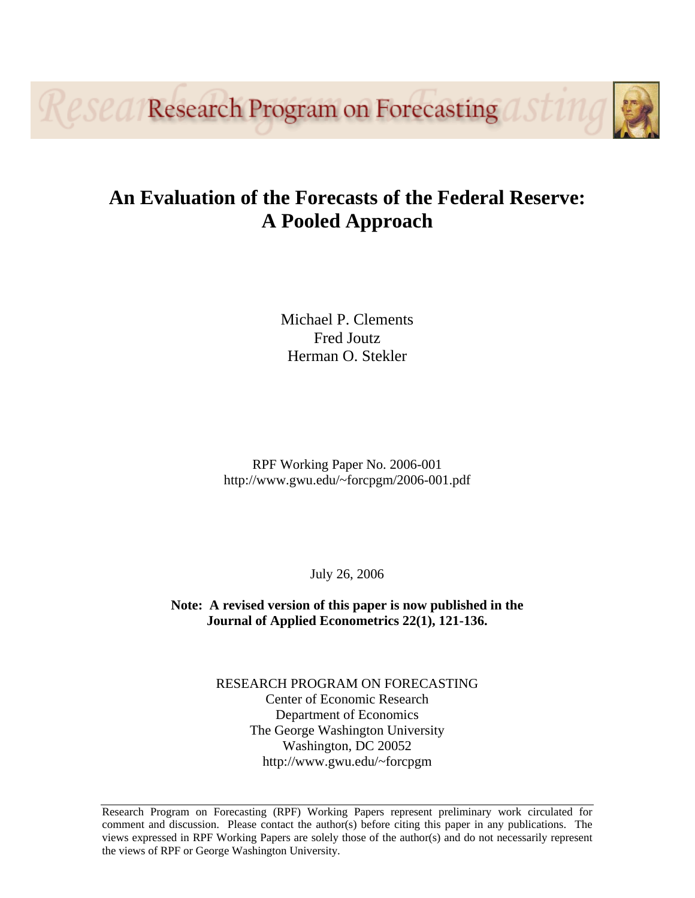Research Program on Forecasting

# An Evaluation of the Forecasts of the Federal Reserve: A Pooled Approach

Michael P. Clements
Fred Joutz
Herman O. Stekler

RPF Working Paper No. 2006-001
http://www.gwu.edu/~forcpgm/2006-001.pdf

July 26, 2006

**Note: A revised version of this paper is now published in the Journal of Applied Econometrics 22(1), 121-136.**

RESEARCH PROGRAM ON FORECASTING
Center of Economic Research
Department of Economics
The George Washington University
Washington, DC 20052
http://www.gwu.edu/~forcpgm

Research Program on Forecasting (RPF) Working Papers represent preliminary work circulated for comment and discussion. Please contact the author(s) before citing this paper in any publications. The views expressed in RPF Working Papers are solely those of the author(s) and do not necessarily represent the views of RPF or George Washington University.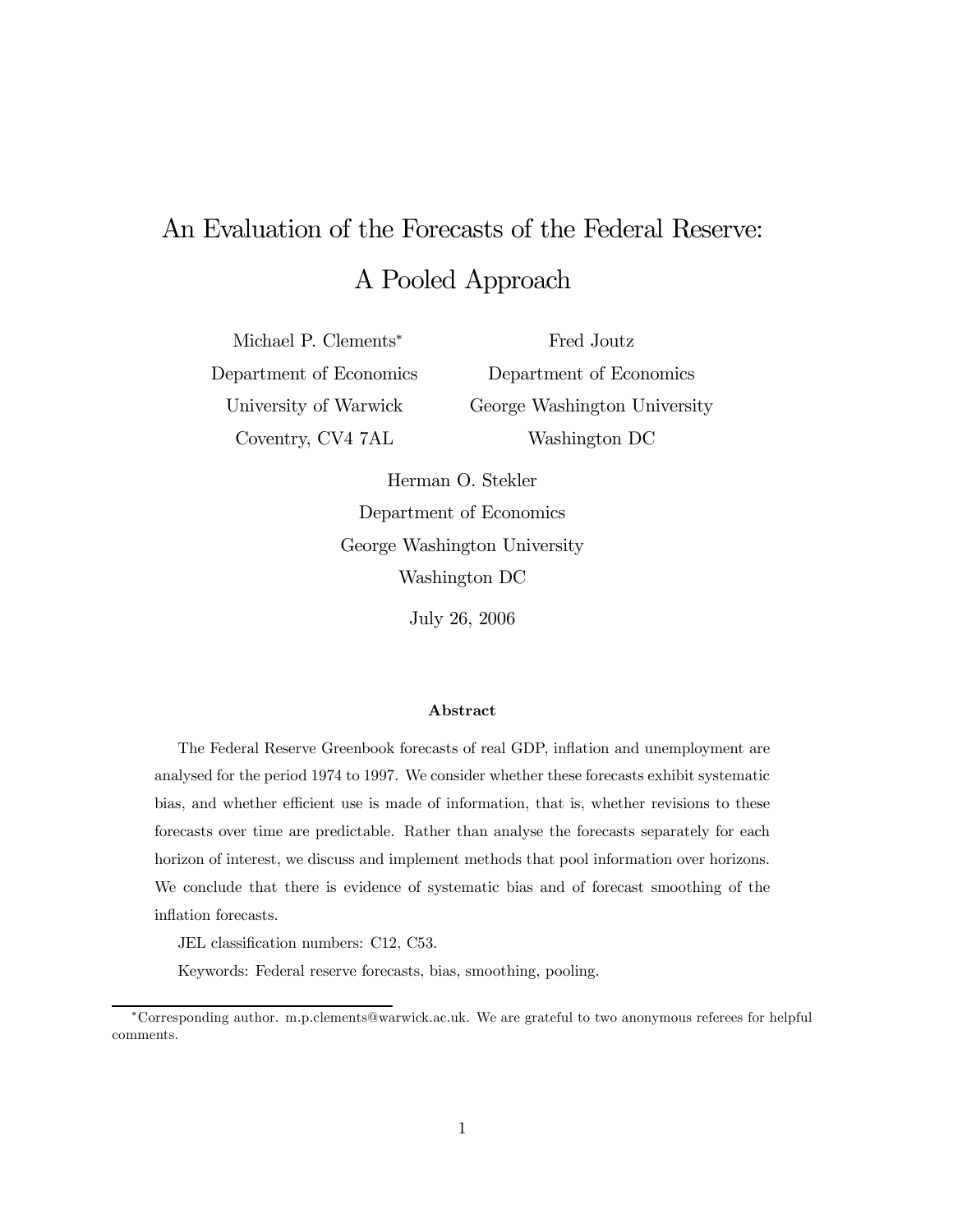# An Evaluation of the Forecasts of the Federal Reserve: A Pooled Approach

Michael P. Clements*
Department of Economics
University of Warwick
Coventry, CV4 7AL

Fred Joutz
Department of Economics
George Washington University
Washington DC

Herman O. Stekler
Department of Economics
George Washington University
Washington DC

July 26, 2006

**Abstract**

The Federal Reserve Greenbook forecasts of real GDP, inflation and unemployment are analysed for the period 1974 to 1997. We consider whether these forecasts exhibit systematic bias, and whether efficient use is made of information, that is, whether revisions to these forecasts over time are predictable. Rather than analyse the forecasts separately for each horizon of interest, we discuss and implement methods that pool information over horizons. We conclude that there is evidence of systematic bias and of forecast smoothing of the inflation forecasts.

JEL classification numbers: C12, C53.

Keywords: Federal reserve forecasts, bias, smoothing, pooling.

*Corresponding author. m.p.clements@warwick.ac.uk. We are grateful to two anonymous referees for helpful comments.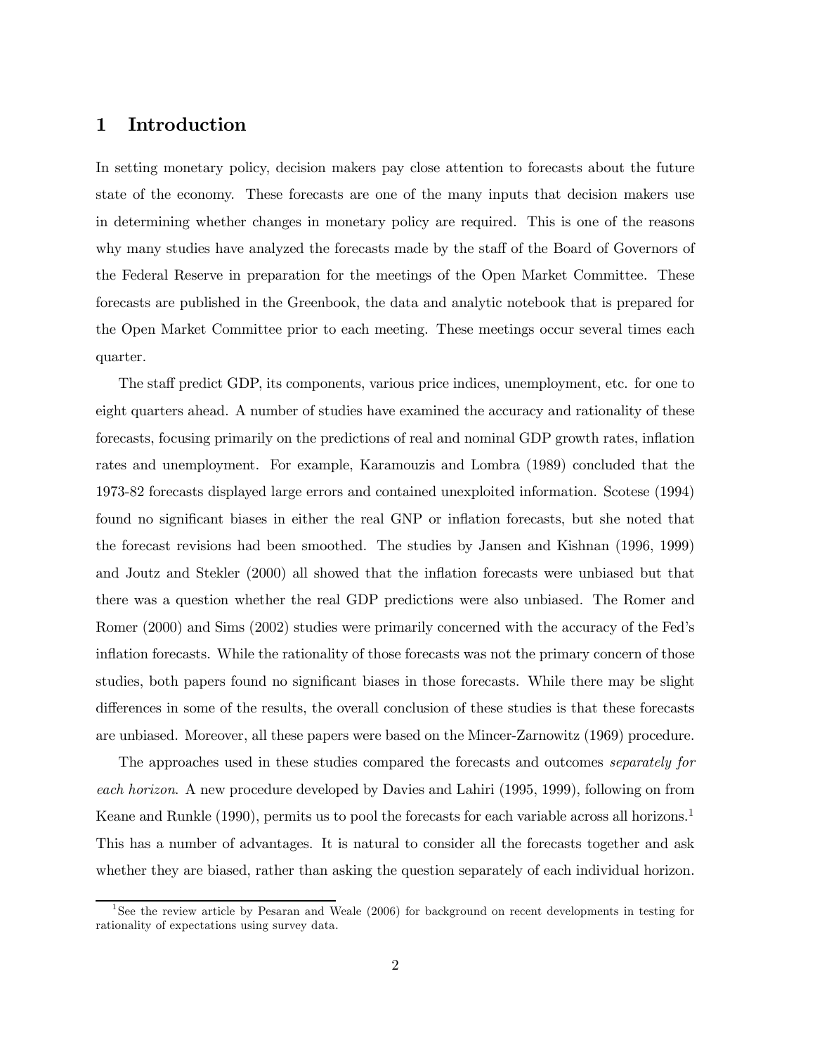# 1 Introduction

In setting monetary policy, decision makers pay close attention to forecasts about the future state of the economy. These forecasts are one of the many inputs that decision makers use in determining whether changes in monetary policy are required. This is one of the reasons why many studies have analyzed the forecasts made by the staff of the Board of Governors of the Federal Reserve in preparation for the meetings of the Open Market Committee. These forecasts are published in the Greenbook, the data and analytic notebook that is prepared for the Open Market Committee prior to each meeting. These meetings occur several times each quarter.

The staff predict GDP, its components, various price indices, unemployment, etc. for one to eight quarters ahead. A number of studies have examined the accuracy and rationality of these forecasts, focusing primarily on the predictions of real and nominal GDP growth rates, inflation rates and unemployment. For example, Karamouzis and Lombra (1989) concluded that the 1973-82 forecasts displayed large errors and contained unexploited information. Scotese (1994) found no significant biases in either the real GNP or inflation forecasts, but she noted that the forecast revisions had been smoothed. The studies by Jansen and Kishnan (1996, 1999) and Joutz and Stekler (2000) all showed that the inflation forecasts were unbiased but that there was a question whether the real GDP predictions were also unbiased. The Romer and Romer (2000) and Sims (2002) studies were primarily concerned with the accuracy of the Fed's inflation forecasts. While the rationality of those forecasts was not the primary concern of those studies, both papers found no significant biases in those forecasts. While there may be slight differences in some of the results, the overall conclusion of these studies is that these forecasts are unbiased. Moreover, all these papers were based on the Mincer-Zarnowitz (1969) procedure.

The approaches used in these studies compared the forecasts and outcomes *separately for each horizon*. A new procedure developed by Davies and Lahiri (1995, 1999), following on from Keane and Runkle (1990), permits us to pool the forecasts for each variable across all horizons.[1] This has a number of advantages. It is natural to consider all the forecasts together and ask whether they are biased, rather than asking the question separately of each individual horizon.

[1] See the review article by Pesaran and Weale (2006) for background on recent developments in testing for rationality of expectations using survey data.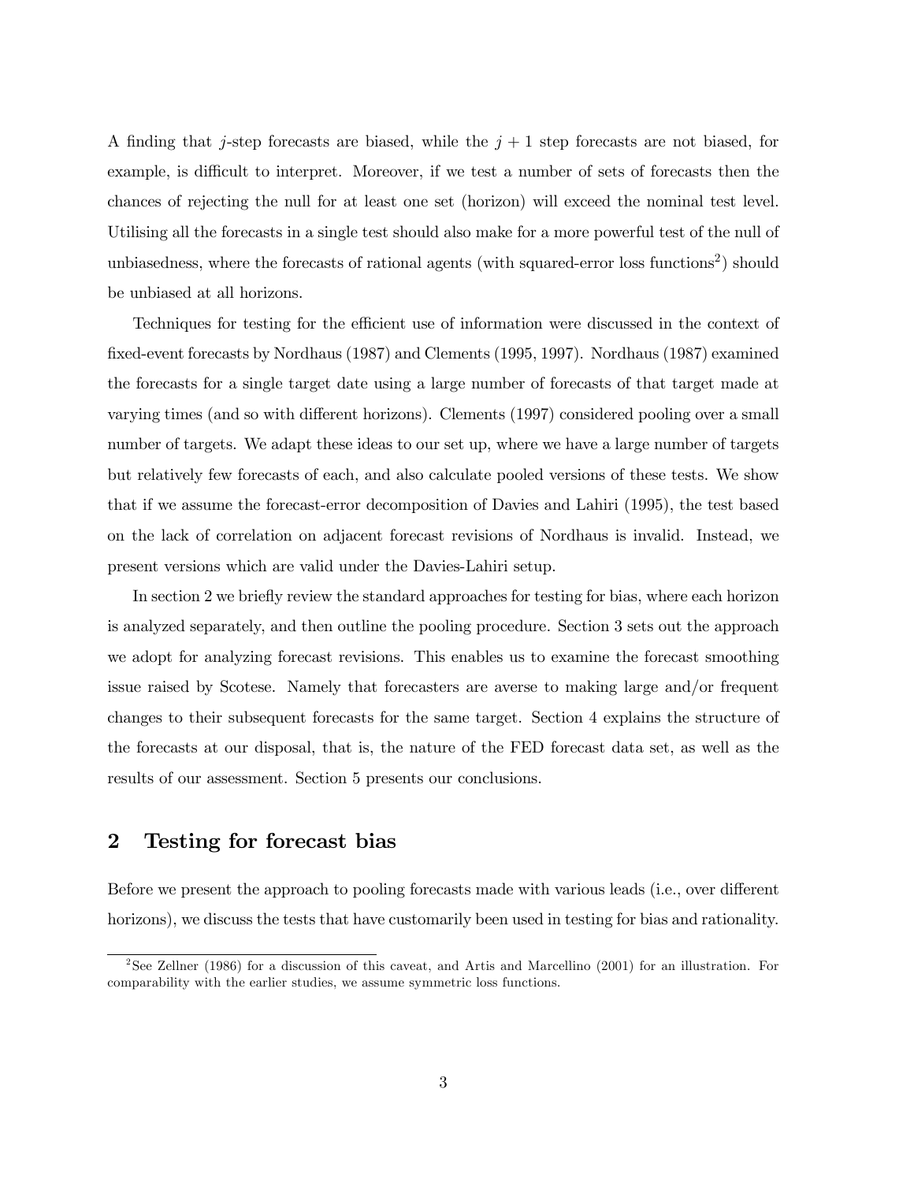A finding that $j$-step forecasts are biased, while the $j+1$ step forecasts are not biased, for example, is difficult to interpret. Moreover, if we test a number of sets of forecasts then the chances of rejecting the null for at least one set (horizon) will exceed the nominal test level. Utilising all the forecasts in a single test should also make for a more powerful test of the null of unbiasedness, where the forecasts of rational agents (with squared-error loss functions[2]) should be unbiased at all horizons.

Techniques for testing for the efficient use of information were discussed in the context of fixed-event forecasts by Nordhaus (1987) and Clements (1995, 1997). Nordhaus (1987) examined the forecasts for a single target date using a large number of forecasts of that target made at varying times (and so with different horizons). Clements (1997) considered pooling over a small number of targets. We adapt these ideas to our set up, where we have a large number of targets but relatively few forecasts of each, and also calculate pooled versions of these tests. We show that if we assume the forecast-error decomposition of Davies and Lahiri (1995), the test based on the lack of correlation on adjacent forecast revisions of Nordhaus is invalid. Instead, we present versions which are valid under the Davies-Lahiri setup.

In section 2 we briefly review the standard approaches for testing for bias, where each horizon is analyzed separately, and then outline the pooling procedure. Section 3 sets out the approach we adopt for analyzing forecast revisions. This enables us to examine the forecast smoothing issue raised by Scotese. Namely that forecasters are averse to making large and/or frequent changes to their subsequent forecasts for the same target. Section 4 explains the structure of the forecasts at our disposal, that is, the nature of the FED forecast data set, as well as the results of our assessment. Section 5 presents our conclusions.

## 2 Testing for forecast bias

Before we present the approach to pooling forecasts made with various leads (i.e., over different horizons), we discuss the tests that have customarily been used in testing for bias and rationality.

[2] See Zellner (1986) for a discussion of this caveat, and Artis and Marcellino (2001) for an illustration. For comparability with the earlier studies, we assume symmetric loss functions.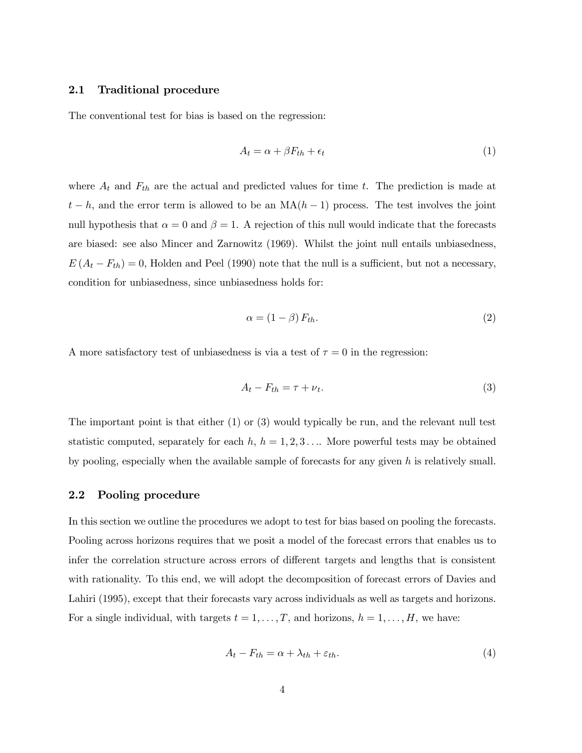### 2.1 Traditional procedure

The conventional test for bias is based on the regression:

$$A_t = \alpha + \beta F_{th} + \epsilon_t \tag{1}$$

where $A_t$ and $F_{th}$ are the actual and predicted values for time $t$. The prediction is made at $t-h$, and the error term is allowed to be an MA$(h-1)$ process. The test involves the joint null hypothesis that $\alpha = 0$ and $\beta = 1$. A rejection of this null would indicate that the forecasts are biased: see also Mincer and Zarnowitz (1969). Whilst the joint null entails unbiasedness, $E(A_t - F_{th}) = 0$, Holden and Peel (1990) note that the null is a sufficient, but not a necessary, condition for unbiasedness, since unbiasedness holds for:

$$\alpha = (1-\beta) F_{th}. \tag{2}$$

A more satisfactory test of unbiasedness is via a test of $\tau = 0$ in the regression:

$$A_t - F_{th} = \tau + \nu_t. \tag{3}$$

The important point is that either (1) or (3) would typically be run, and the relevant null test statistic computed, separately for each $h$, $h = 1, 2, 3\ldots$. More powerful tests may be obtained by pooling, especially when the available sample of forecasts for any given $h$ is relatively small.

### 2.2 Pooling procedure

In this section we outline the procedures we adopt to test for bias based on pooling the forecasts. Pooling across horizons requires that we posit a model of the forecast errors that enables us to infer the correlation structure across errors of different targets and lengths that is consistent with rationality. To this end, we will adopt the decomposition of forecast errors of Davies and Lahiri (1995), except that their forecasts vary across individuals as well as targets and horizons. For a single individual, with targets $t = 1, \ldots, T$, and horizons, $h = 1, \ldots, H$, we have:

$$A_t - F_{th} = \alpha + \lambda_{th} + \varepsilon_{th}. \tag{4}$$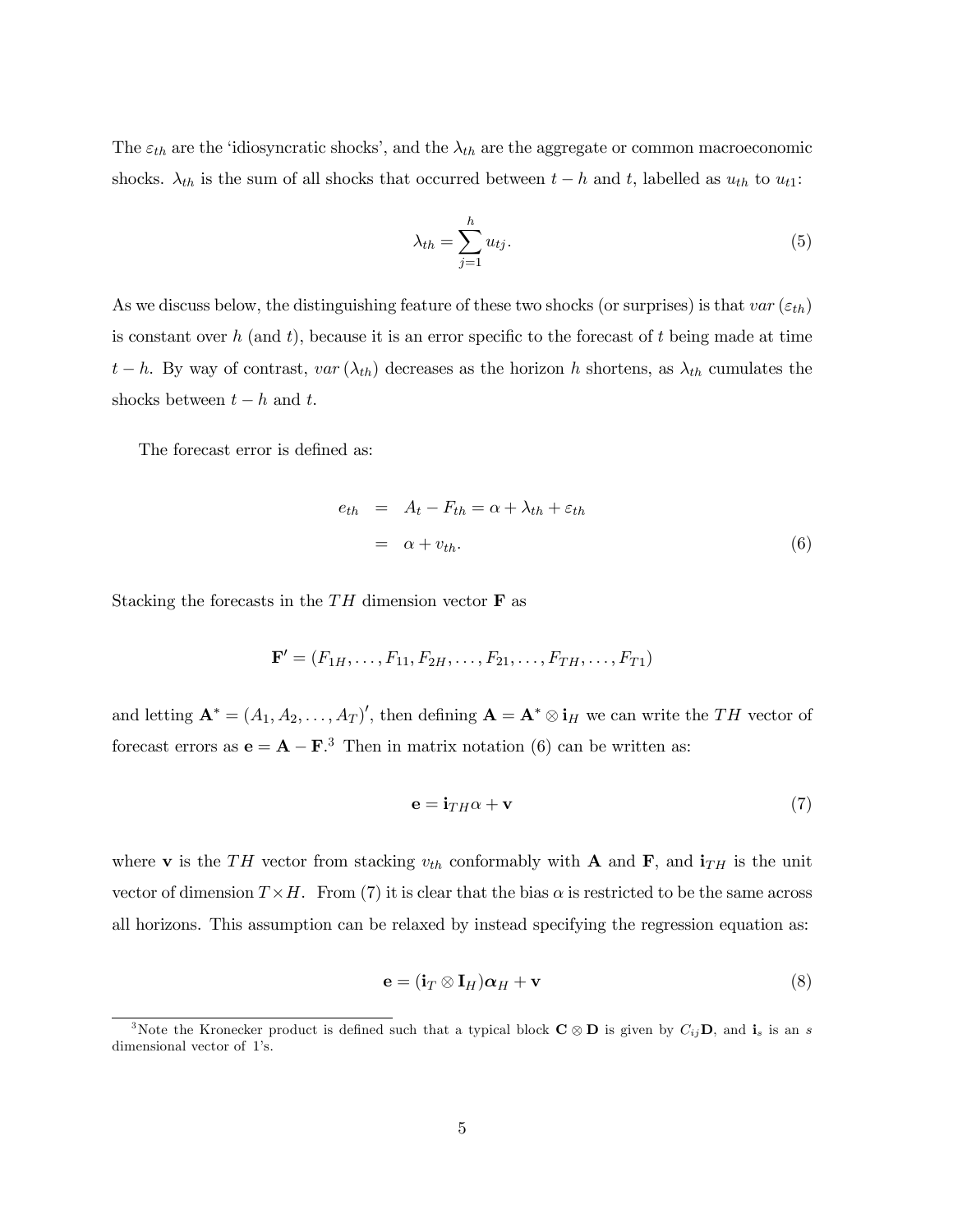The $\varepsilon_{th}$ are the 'idiosyncratic shocks', and the $\lambda_{th}$ are the aggregate or common macroeconomic shocks. $\lambda_{th}$ is the sum of all shocks that occurred between $t-h$ and $t$, labelled as $u_{th}$ to $u_{t1}$:

$$\lambda_{th} = \sum_{j=1}^{h} u_{tj}. \tag{5}$$

As we discuss below, the distinguishing feature of these two shocks (or surprises) is that $var(\varepsilon_{th})$ is constant over $h$ (and $t$), because it is an error specific to the forecast of $t$ being made at time $t-h$. By way of contrast, $var(\lambda_{th})$ decreases as the horizon $h$ shortens, as $\lambda_{th}$ cumulates the shocks between $t-h$ and $t$.

The forecast error is defined as:

$$\begin{aligned} e_{th} &= A_t - F_{th} = \alpha + \lambda_{th} + \varepsilon_{th} \\ &= \alpha + v_{th}. \end{aligned} \tag{6}$$

Stacking the forecasts in the $TH$ dimension vector $\mathbf{F}$ as

$$\mathbf{F}' = (F_{1H}, \ldots, F_{11}, F_{2H}, \ldots, F_{21}, \ldots, F_{TH}, \ldots, F_{T1})$$

and letting $\mathbf{A}^* = (A_1, A_2, \ldots, A_T)'$, then defining $\mathbf{A} = \mathbf{A}^* \otimes \mathbf{i}_H$ we can write the $TH$ vector of forecast errors as $\mathbf{e} = \mathbf{A} - \mathbf{F}$.[3] Then in matrix notation (6) can be written as:

$$\mathbf{e} = \mathbf{i}_{TH}\alpha + \mathbf{v} \tag{7}$$

where $\mathbf{v}$ is the $TH$ vector from stacking $v_{th}$ conformably with $\mathbf{A}$ and $\mathbf{F}$, and $\mathbf{i}_{TH}$ is the unit vector of dimension $T \times H$. From (7) it is clear that the bias $\alpha$ is restricted to be the same across all horizons. This assumption can be relaxed by instead specifying the regression equation as:

$$\mathbf{e} = (\mathbf{i}_T \otimes \mathbf{I}_H)\boldsymbol{\alpha}_H + \mathbf{v} \tag{8}$$

[3] Note the Kronecker product is defined such that a typical block $\mathbf{C} \otimes \mathbf{D}$ is given by $C_{ij}\mathbf{D}$, and $\mathbf{i}_s$ is an $s$ dimensional vector of 1's.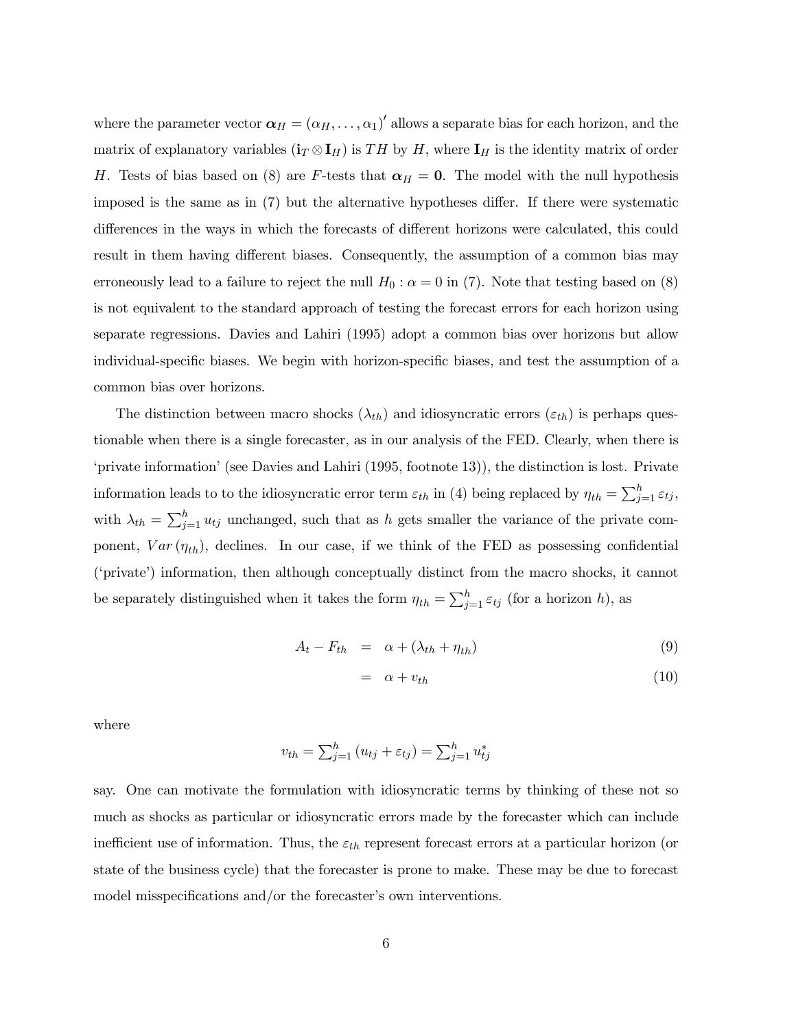where the parameter vector $\boldsymbol{\alpha}_H = (\alpha_H, \ldots, \alpha_1)'$ allows a separate bias for each horizon, and the matrix of explanatory variables $(\mathbf{i}_T \otimes \mathbf{I}_H)$ is $TH$ by $H$, where $\mathbf{I}_H$ is the identity matrix of order $H$. Tests of bias based on (8) are $F$-tests that $\boldsymbol{\alpha}_H = \mathbf{0}$. The model with the null hypothesis imposed is the same as in (7) but the alternative hypotheses differ. If there were systematic differences in the ways in which the forecasts of different horizons were calculated, this could result in them having different biases. Consequently, the assumption of a common bias may erroneously lead to a failure to reject the null $H_0 : \alpha = 0$ in (7). Note that testing based on (8) is not equivalent to the standard approach of testing the forecast errors for each horizon using separate regressions. Davies and Lahiri (1995) adopt a common bias over horizons but allow individual-specific biases. We begin with horizon-specific biases, and test the assumption of a common bias over horizons.

The distinction between macro shocks ($\lambda_{th}$) and idiosyncratic errors ($\varepsilon_{th}$) is perhaps questionable when there is a single forecaster, as in our analysis of the FED. Clearly, when there is 'private information' (see Davies and Lahiri (1995, footnote 13)), the distinction is lost. Private information leads to to the idiosyncratic error term $\varepsilon_{th}$ in (4) being replaced by $\eta_{th} = \sum_{j=1}^{h} \varepsilon_{tj}$, with $\lambda_{th} = \sum_{j=1}^{h} u_{tj}$ unchanged, such that as $h$ gets smaller the variance of the private component, $Var(\eta_{th})$, declines. In our case, if we think of the FED as possessing confidential ('private') information, then although conceptually distinct from the macro shocks, it cannot be separately distinguished when it takes the form $\eta_{th} = \sum_{j=1}^{h} \varepsilon_{tj}$ (for a horizon $h$), as

$$A_t - F_{th} = \alpha + (\lambda_{th} + \eta_{th}) \tag{9}$$

$$= \alpha + v_{th} \tag{10}$$

where

$$v_{th} = \textstyle\sum_{j=1}^{h} (u_{tj} + \varepsilon_{tj}) = \sum_{j=1}^{h} u_{tj}^{*}$$

say. One can motivate the formulation with idiosyncratic terms by thinking of these not so much as shocks as particular or idiosyncratic errors made by the forecaster which can include inefficient use of information. Thus, the $\varepsilon_{th}$ represent forecast errors at a particular horizon (or state of the business cycle) that the forecaster is prone to make. These may be due to forecast model misspecifications and/or the forecaster's own interventions.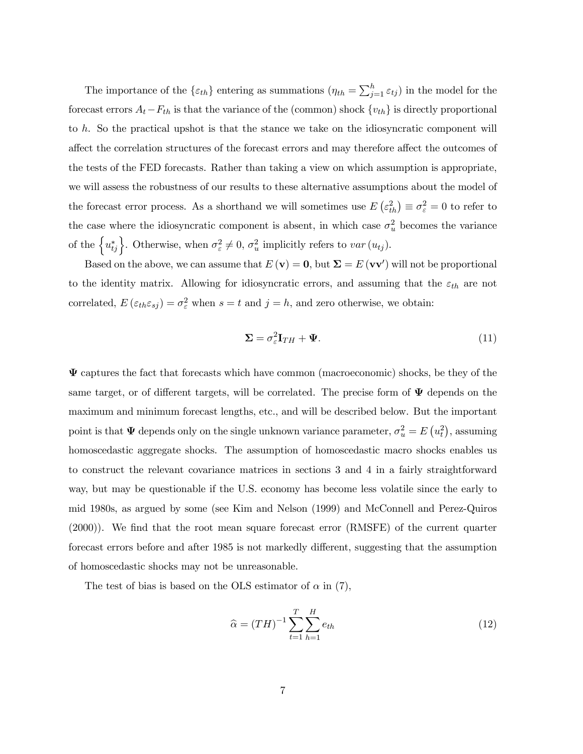The importance of the $\{\varepsilon_{th}\}$ entering as summations ($\eta_{th} = \sum_{j=1}^{h} \varepsilon_{tj}$) in the model for the forecast errors $A_t - F_{th}$ is that the variance of the (common) shock $\{v_{th}\}$ is directly proportional to $h$. So the practical upshot is that the stance we take on the idiosyncratic component will affect the correlation structures of the forecast errors and may therefore affect the outcomes of the tests of the FED forecasts. Rather than taking a view on which assumption is appropriate, we will assess the robustness of our results to these alternative assumptions about the model of the forecast error process. As a shorthand we will sometimes use $E\left(\varepsilon_{th}^2\right) \equiv \sigma_\varepsilon^2 = 0$ to refer to the case where the idiosyncratic component is absent, in which case $\sigma_u^2$ becomes the variance of the $\left\{u_{tj}^*\right\}$. Otherwise, when $\sigma_\varepsilon^2 \neq 0$, $\sigma_u^2$ implicitly refers to $var\left(u_{tj}\right)$.

Based on the above, we can assume that $E\left(\mathbf{v}\right) = \mathbf{0}$, but $\mathbf{\Sigma} = E\left(\mathbf{v}\mathbf{v}'\right)$ will not be proportional to the identity matrix. Allowing for idiosyncratic errors, and assuming that the $\varepsilon_{th}$ are not correlated, $E\left(\varepsilon_{th}\varepsilon_{sj}\right) = \sigma_\varepsilon^2$ when $s = t$ and $j = h$, and zero otherwise, we obtain:

$$\mathbf{\Sigma} = \sigma_\varepsilon^2 \mathbf{I}_{TH} + \mathbf{\Psi}. \tag{11}$$

$\mathbf{\Psi}$ captures the fact that forecasts which have common (macroeconomic) shocks, be they of the same target, or of different targets, will be correlated. The precise form of $\mathbf{\Psi}$ depends on the maximum and minimum forecast lengths, etc., and will be described below. But the important point is that $\mathbf{\Psi}$ depends only on the single unknown variance parameter, $\sigma_u^2 = E\left(u_t^2\right)$, assuming homoscedastic aggregate shocks. The assumption of homoscedastic macro shocks enables us to construct the relevant covariance matrices in sections 3 and 4 in a fairly straightforward way, but may be questionable if the U.S. economy has become less volatile since the early to mid 1980s, as argued by some (see Kim and Nelson (1999) and McConnell and Perez-Quiros (2000)). We find that the root mean square forecast error (RMSFE) of the current quarter forecast errors before and after 1985 is not markedly different, suggesting that the assumption of homoscedastic shocks may not be unreasonable.

The test of bias is based on the OLS estimator of $\alpha$ in (7),

$$\widehat{\alpha} = (TH)^{-1} \sum_{t=1}^{T} \sum_{h=1}^{H} e_{th} \tag{12}$$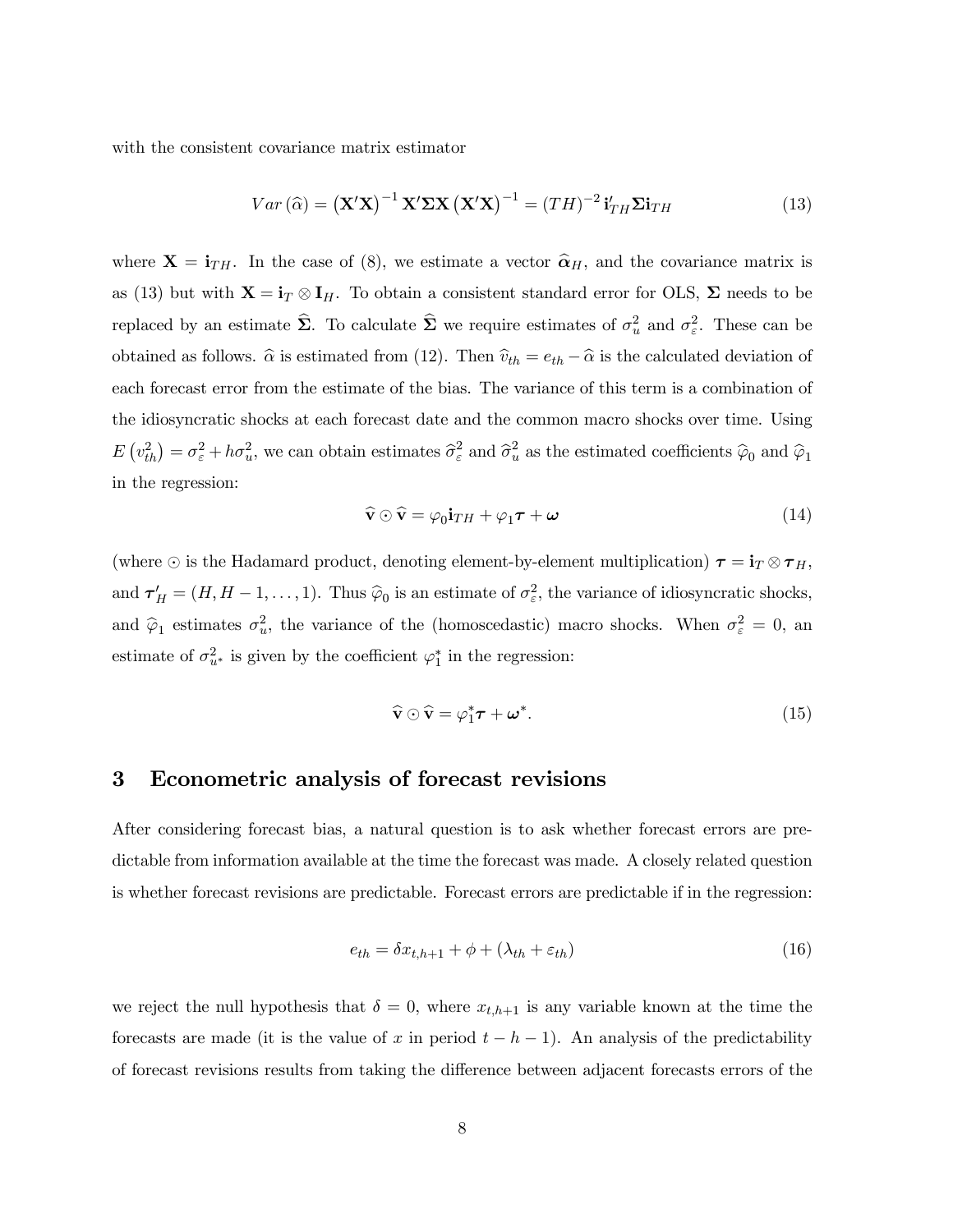with the consistent covariance matrix estimator

$$Var\left(\widehat{\alpha}\right) = \left(\mathbf{X}'\mathbf{X}\right)^{-1}\mathbf{X}'\mathbf{\Sigma}\mathbf{X}\left(\mathbf{X}'\mathbf{X}\right)^{-1} = (TH)^{-2}\,\mathbf{i}'_{TH}\mathbf{\Sigma}\mathbf{i}_{TH} \tag{13}$$

where $\mathbf{X} = \mathbf{i}_{TH}$. In the case of (8), we estimate a vector $\widehat{\boldsymbol{\alpha}}_H$, and the covariance matrix is as (13) but with $\mathbf{X} = \mathbf{i}_T \otimes \mathbf{I}_H$. To obtain a consistent standard error for OLS, $\mathbf{\Sigma}$ needs to be replaced by an estimate $\widehat{\mathbf{\Sigma}}$. To calculate $\widehat{\mathbf{\Sigma}}$ we require estimates of $\sigma_u^2$ and $\sigma_\varepsilon^2$. These can be obtained as follows. $\widehat{\alpha}$ is estimated from (12). Then $\widehat{v}_{th} = e_{th} - \widehat{\alpha}$ is the calculated deviation of each forecast error from the estimate of the bias. The variance of this term is a combination of the idiosyncratic shocks at each forecast date and the common macro shocks over time. Using $E\left(v_{th}^2\right) = \sigma_\varepsilon^2 + h\sigma_u^2$, we can obtain estimates $\widehat{\sigma}_\varepsilon^2$ and $\widehat{\sigma}_u^2$ as the estimated coefficients $\widehat{\varphi}_0$ and $\widehat{\varphi}_1$ in the regression:

$$\widehat{\mathbf{v}} \odot \widehat{\mathbf{v}} = \varphi_0 \mathbf{i}_{TH} + \varphi_1 \boldsymbol{\tau} + \boldsymbol{\omega} \tag{14}$$

(where $\odot$ is the Hadamard product, denoting element-by-element multiplication) $\boldsymbol{\tau} = \mathbf{i}_T \otimes \boldsymbol{\tau}_H$, and $\boldsymbol{\tau}'_H = (H, H-1, \ldots, 1)$. Thus $\widehat{\varphi}_0$ is an estimate of $\sigma_\varepsilon^2$, the variance of idiosyncratic shocks, and $\widehat{\varphi}_1$ estimates $\sigma_u^2$, the variance of the (homoscedastic) macro shocks. When $\sigma_\varepsilon^2 = 0$, an estimate of $\sigma_{u^*}^2$ is given by the coefficient $\varphi_1^*$ in the regression:

$$\widehat{\mathbf{v}} \odot \widehat{\mathbf{v}} = \varphi_1^* \boldsymbol{\tau} + \boldsymbol{\omega}^*. \tag{15}$$

## 3 Econometric analysis of forecast revisions

After considering forecast bias, a natural question is to ask whether forecast errors are predictable from information available at the time the forecast was made. A closely related question is whether forecast revisions are predictable. Forecast errors are predictable if in the regression:

$$e_{th} = \delta x_{t,h+1} + \phi + (\lambda_{th} + \varepsilon_{th}) \tag{16}$$

we reject the null hypothesis that $\delta = 0$, where $x_{t,h+1}$ is any variable known at the time the forecasts are made (it is the value of $x$ in period $t - h - 1$). An analysis of the predictability of forecast revisions results from taking the difference between adjacent forecasts errors of the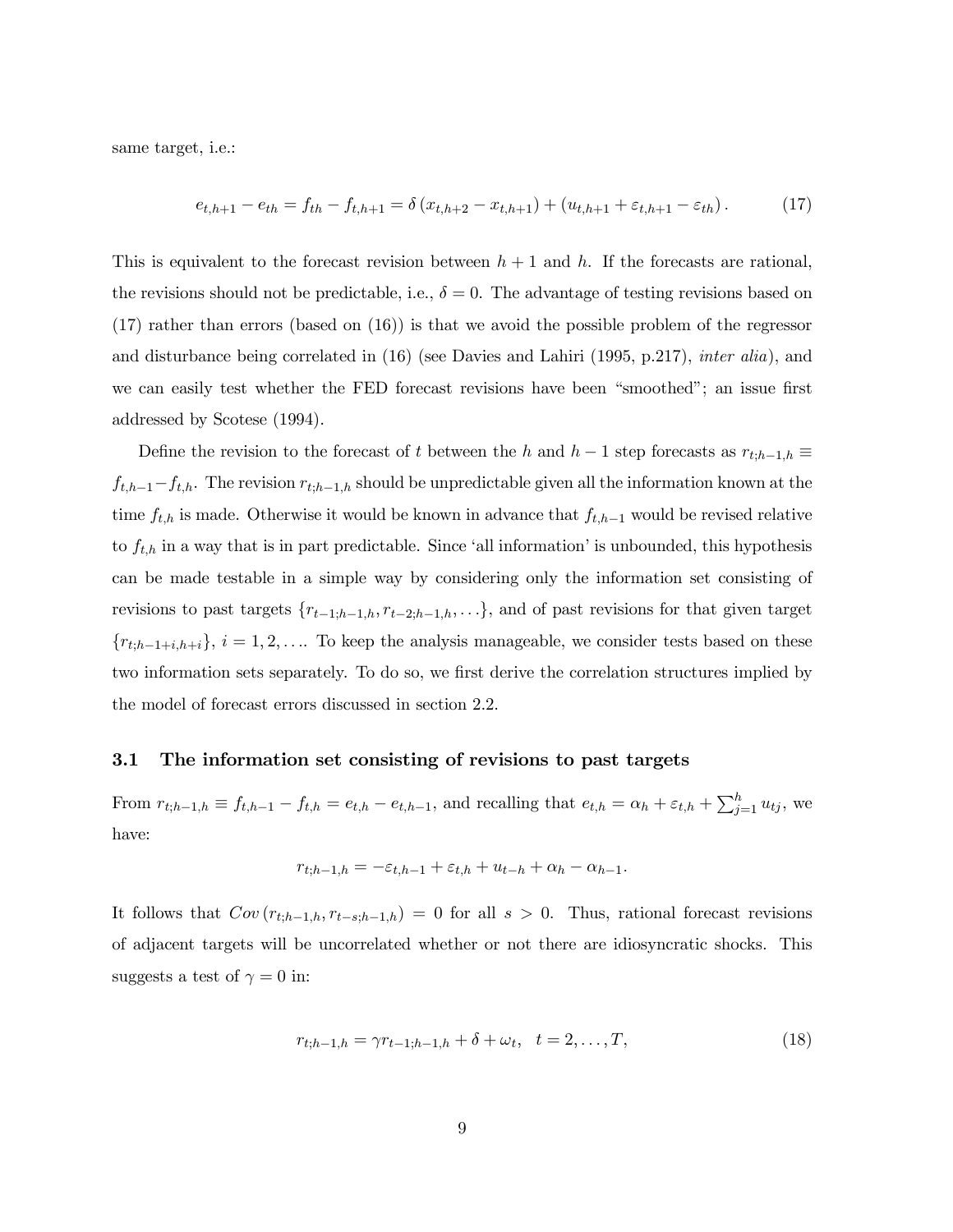same target, i.e.:

$$e_{t,h+1} - e_{th} = f_{th} - f_{t,h+1} = \delta \left( x_{t,h+2} - x_{t,h+1} \right) + \left( u_{t,h+1} + \varepsilon_{t,h+1} - \varepsilon_{th} \right). \tag{17}$$

This is equivalent to the forecast revision between $h+1$ and $h$. If the forecasts are rational, the revisions should not be predictable, i.e., $\delta = 0$. The advantage of testing revisions based on (17) rather than errors (based on (16)) is that we avoid the possible problem of the regressor and disturbance being correlated in (16) (see Davies and Lahiri (1995, p.217), *inter alia*), and we can easily test whether the FED forecast revisions have been "smoothed"; an issue first addressed by Scotese (1994).

Define the revision to the forecast of $t$ between the $h$ and $h-1$ step forecasts as $r_{t;h-1,h} \equiv f_{t,h-1} - f_{t,h}$. The revision $r_{t;h-1,h}$ should be unpredictable given all the information known at the time $f_{t,h}$ is made. Otherwise it would be known in advance that $f_{t,h-1}$ would be revised relative to $f_{t,h}$ in a way that is in part predictable. Since 'all information' is unbounded, this hypothesis can be made testable in a simple way by considering only the information set consisting of revisions to past targets $\{r_{t-1;h-1,h}, r_{t-2;h-1,h}, \ldots\}$, and of past revisions for that given target $\{r_{t;h-1+i,h+i}\}$, $i = 1, 2, \ldots$. To keep the analysis manageable, we consider tests based on these two information sets separately. To do so, we first derive the correlation structures implied by the model of forecast errors discussed in section 2.2.

### 3.1 The information set consisting of revisions to past targets

From $r_{t;h-1,h} \equiv f_{t,h-1} - f_{t,h} = e_{t,h} - e_{t,h-1}$, and recalling that $e_{t,h} = \alpha_h + \varepsilon_{t,h} + \sum_{j=1}^{h} u_{tj}$, we have:

$$r_{t;h-1,h} = -\varepsilon_{t,h-1} + \varepsilon_{t,h} + u_{t-h} + \alpha_h - \alpha_{h-1}.$$

It follows that $Cov\left(r_{t;h-1,h}, r_{t-s;h-1,h}\right) = 0$ for all $s > 0$. Thus, rational forecast revisions of adjacent targets will be uncorrelated whether or not there are idiosyncratic shocks. This suggests a test of $\gamma = 0$ in:

$$r_{t;h-1,h} = \gamma r_{t-1;h-1,h} + \delta + \omega_t, \quad t = 2, \ldots, T, \tag{18}$$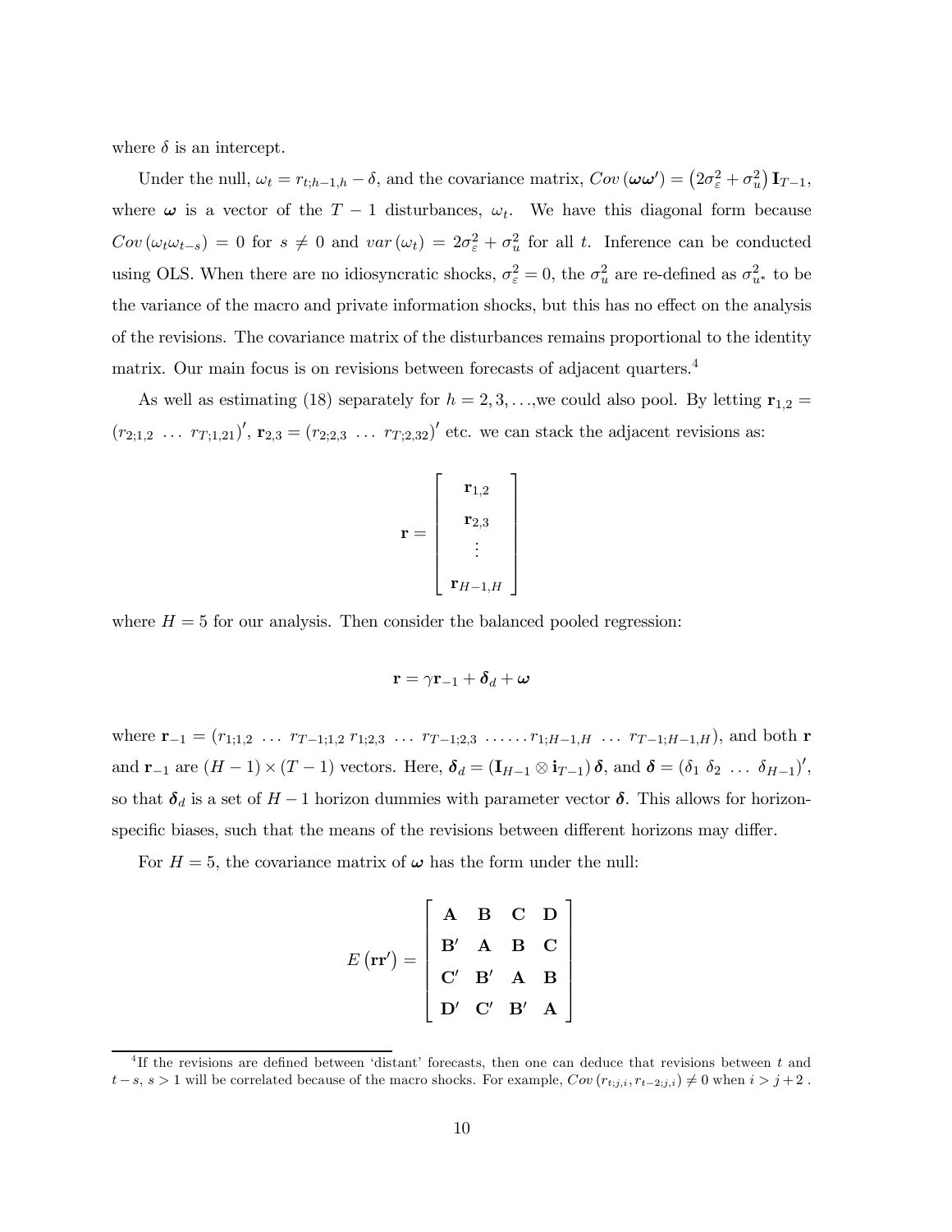where $\delta$ is an intercept.

Under the null, $\omega_t = r_{t;h-1,h} - \delta$, and the covariance matrix, $Cov(\boldsymbol{\omega}\boldsymbol{\omega}') = (2\sigma_\varepsilon^2 + \sigma_u^2)\mathbf{I}_{T-1}$, where $\boldsymbol{\omega}$ is a vector of the $T-1$ disturbances, $\omega_t$. We have this diagonal form because $Cov(\omega_t \omega_{t-s}) = 0$ for $s \neq 0$ and $var(\omega_t) = 2\sigma_\varepsilon^2 + \sigma_u^2$ for all $t$. Inference can be conducted using OLS. When there are no idiosyncratic shocks, $\sigma_\varepsilon^2 = 0$, the $\sigma_u^2$ are re-defined as $\sigma_{u^*}^2$ to be the variance of the macro and private information shocks, but this has no effect on the analysis of the revisions. The covariance matrix of the disturbances remains proportional to the identity matrix. Our main focus is on revisions between forecasts of adjacent quarters.[4]

As well as estimating (18) separately for $h = 2, 3, \ldots$, we could also pool. By letting $\mathbf{r}_{1,2} = (r_{2;1,2} \ \ldots \ r_{T;1,21})'$, $\mathbf{r}_{2,3} = (r_{2;2,3} \ \ldots \ r_{T;2,32})'$ etc. we can stack the adjacent revisions as:

$$\mathbf{r} = \begin{bmatrix} \mathbf{r}_{1,2} \\ \mathbf{r}_{2,3} \\ \vdots \\ \mathbf{r}_{H-1,H} \end{bmatrix}$$

where $H = 5$ for our analysis. Then consider the balanced pooled regression:

$$\mathbf{r} = \gamma \mathbf{r}_{-1} + \boldsymbol{\delta}_d + \boldsymbol{\omega}$$

where $\mathbf{r}_{-1} = (r_{1;1,2} \ \ldots \ r_{T-1;1,2} \ r_{1;2,3} \ \ldots \ r_{T-1;2,3} \ \ldots\ldots r_{1;H-1,H} \ \ldots \ r_{T-1;H-1,H})$, and both $\mathbf{r}$ and $\mathbf{r}_{-1}$ are $(H-1) \times (T-1)$ vectors. Here, $\boldsymbol{\delta}_d = (\mathbf{I}_{H-1} \otimes \mathbf{i}_{T-1})\boldsymbol{\delta}$, and $\boldsymbol{\delta} = (\delta_1 \ \delta_2 \ \ldots \ \delta_{H-1})'$, so that $\boldsymbol{\delta}_d$ is a set of $H-1$ horizon dummies with parameter vector $\boldsymbol{\delta}$. This allows for horizon-specific biases, such that the means of the revisions between different horizons may differ.

For $H = 5$, the covariance matrix of $\boldsymbol{\omega}$ has the form under the null:

$$E(\mathbf{r}\mathbf{r}') = \begin{bmatrix} \mathbf{A} & \mathbf{B} & \mathbf{C} & \mathbf{D} \\ \mathbf{B}' & \mathbf{A} & \mathbf{B} & \mathbf{C} \\ \mathbf{C}' & \mathbf{B}' & \mathbf{A} & \mathbf{B} \\ \mathbf{D}' & \mathbf{C}' & \mathbf{B}' & \mathbf{A} \end{bmatrix}$$

---

[4] If the revisions are defined between 'distant' forecasts, then one can deduce that revisions between $t$ and $t-s$, $s > 1$ will be correlated because of the macro shocks. For example, $Cov(r_{t;j,i}, r_{t-2;j,i}) \neq 0$ when $i > j+2$.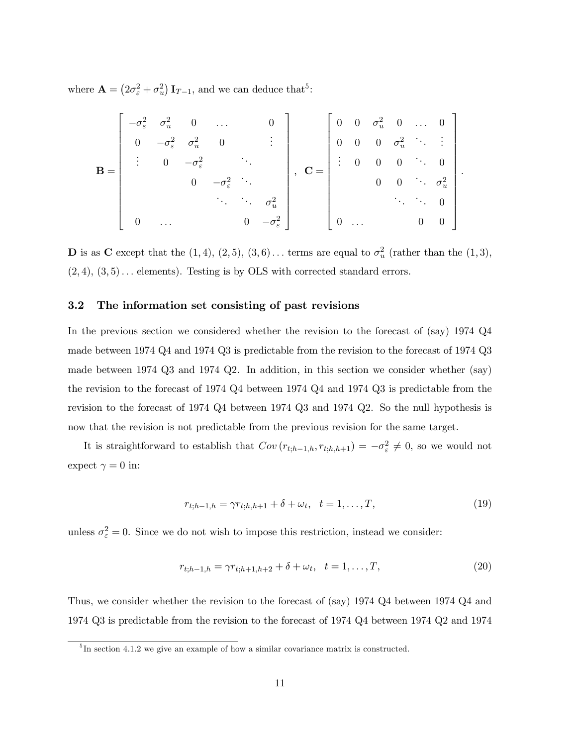where $\mathbf{A} = \left(2\sigma_\varepsilon^2 + \sigma_u^2\right)\mathbf{I}_{T-1}$, and we can deduce that[5]:

$$
\mathbf{B} = \begin{bmatrix}
-\sigma_\varepsilon^2 & \sigma_u^2 & 0 & \dots & & 0 \\
0 & -\sigma_\varepsilon^2 & \sigma_u^2 & 0 & & \vdots \\
\vdots & 0 & -\sigma_\varepsilon^2 & & \ddots & \\
& & 0 & -\sigma_\varepsilon^2 & \ddots & \\
& & & \ddots & \ddots & \sigma_u^2 \\
0 & \dots & & & 0 & -\sigma_\varepsilon^2
\end{bmatrix}, \quad
\mathbf{C} = \begin{bmatrix}
0 & 0 & \sigma_u^2 & 0 & \dots & 0 \\
0 & 0 & 0 & \sigma_u^2 & \ddots & \vdots \\
\vdots & 0 & 0 & 0 & \ddots & 0 \\
& & 0 & 0 & \ddots & \sigma_u^2 \\
& & & \ddots & \ddots & 0 \\
0 & \dots & & & 0 & 0
\end{bmatrix}.
$$

**D** is as **C** except that the $(1,4)$, $(2,5)$, $(3,6)\dots$ terms are equal to $\sigma_u^2$ (rather than the $(1,3)$, $(2,4)$, $(3,5)\dots$ elements). Testing is by OLS with corrected standard errors.

### 3.2 The information set consisting of past revisions

In the previous section we considered whether the revision to the forecast of (say) 1974 Q4 made between 1974 Q4 and 1974 Q3 is predictable from the revision to the forecast of 1974 Q3 made between 1974 Q3 and 1974 Q2. In addition, in this section we consider whether (say) the revision to the forecast of 1974 Q4 between 1974 Q4 and 1974 Q3 is predictable from the revision to the forecast of 1974 Q4 between 1974 Q3 and 1974 Q2. So the null hypothesis is now that the revision is not predictable from the previous revision for the same target.

It is straightforward to establish that $Cov\left(r_{t;h-1,h}, r_{t;h,h+1}\right) = -\sigma_\varepsilon^2 \neq 0$, so we would not expect $\gamma = 0$ in:

$$r_{t;h-1,h} = \gamma r_{t;h,h+1} + \delta + \omega_t, \quad t = 1, \dots, T, \tag{19}$$

unless $\sigma_\varepsilon^2 = 0$. Since we do not wish to impose this restriction, instead we consider:

$$r_{t;h-1,h} = \gamma r_{t;h+1,h+2} + \delta + \omega_t, \quad t = 1, \dots, T, \tag{20}$$

Thus, we consider whether the revision to the forecast of (say) 1974 Q4 between 1974 Q4 and 1974 Q3 is predictable from the revision to the forecast of 1974 Q4 between 1974 Q2 and 1974

[5] In section 4.1.2 we give an example of how a similar covariance matrix is constructed.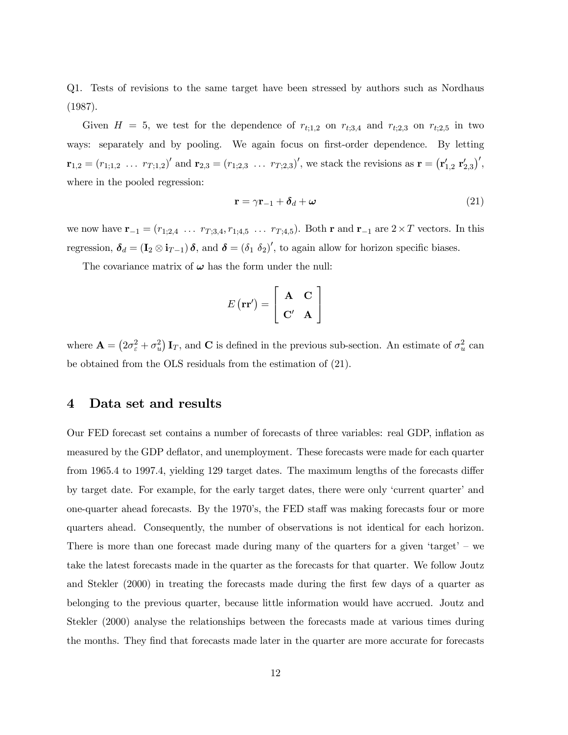Q1. Tests of revisions to the same target have been stressed by authors such as Nordhaus (1987).

Given $H = 5$, we test for the dependence of $r_{t;1,2}$ on $r_{t;3,4}$ and $r_{t;2,3}$ on $r_{t;2,5}$ in two ways: separately and by pooling. We again focus on first-order dependence. By letting $\mathbf{r}_{1,2} = (r_{1;1,2} \ \ldots \ r_{T;1,2})'$ and $\mathbf{r}_{2,3} = (r_{1;2,3} \ \ldots \ r_{T;2,3})'$, we stack the revisions as $\mathbf{r} = (\mathbf{r}'_{1,2} \ \mathbf{r}'_{2,3})'$, where in the pooled regression:

$$\mathbf{r} = \gamma \mathbf{r}_{-1} + \boldsymbol{\delta}_d + \boldsymbol{\omega} \tag{21}$$

we now have $\mathbf{r}_{-1} = (r_{1;2,4} \ \ldots \ r_{T;3,4}, r_{1;4,5} \ \ldots \ r_{T;4,5})$. Both $\mathbf{r}$ and $\mathbf{r}_{-1}$ are $2 \times T$ vectors. In this regression, $\boldsymbol{\delta}_d = (\mathbf{I}_2 \otimes \mathbf{i}_{T-1}) \boldsymbol{\delta}$, and $\boldsymbol{\delta} = (\delta_1 \ \delta_2)'$, to again allow for horizon specific biases.

The covariance matrix of $\boldsymbol{\omega}$ has the form under the null:

$$E(\mathbf{r}\mathbf{r}') = \begin{bmatrix} \mathbf{A} & \mathbf{C} \\ \mathbf{C}' & \mathbf{A} \end{bmatrix}$$

where $\mathbf{A} = (2\sigma_\varepsilon^2 + \sigma_u^2) \mathbf{I}_T$, and $\mathbf{C}$ is defined in the previous sub-section. An estimate of $\sigma_u^2$ can be obtained from the OLS residuals from the estimation of (21).

# 4 Data set and results

Our FED forecast set contains a number of forecasts of three variables: real GDP, inflation as measured by the GDP deflator, and unemployment. These forecasts were made for each quarter from 1965.4 to 1997.4, yielding 129 target dates. The maximum lengths of the forecasts differ by target date. For example, for the early target dates, there were only 'current quarter' and one-quarter ahead forecasts. By the 1970's, the FED staff was making forecasts four or more quarters ahead. Consequently, the number of observations is not identical for each horizon. There is more than one forecast made during many of the quarters for a given 'target' – we take the latest forecasts made in the quarter as the forecasts for that quarter. We follow Joutz and Stekler (2000) in treating the forecasts made during the first few days of a quarter as belonging to the previous quarter, because little information would have accrued. Joutz and Stekler (2000) analyse the relationships between the forecasts made at various times during the months. They find that forecasts made later in the quarter are more accurate for forecasts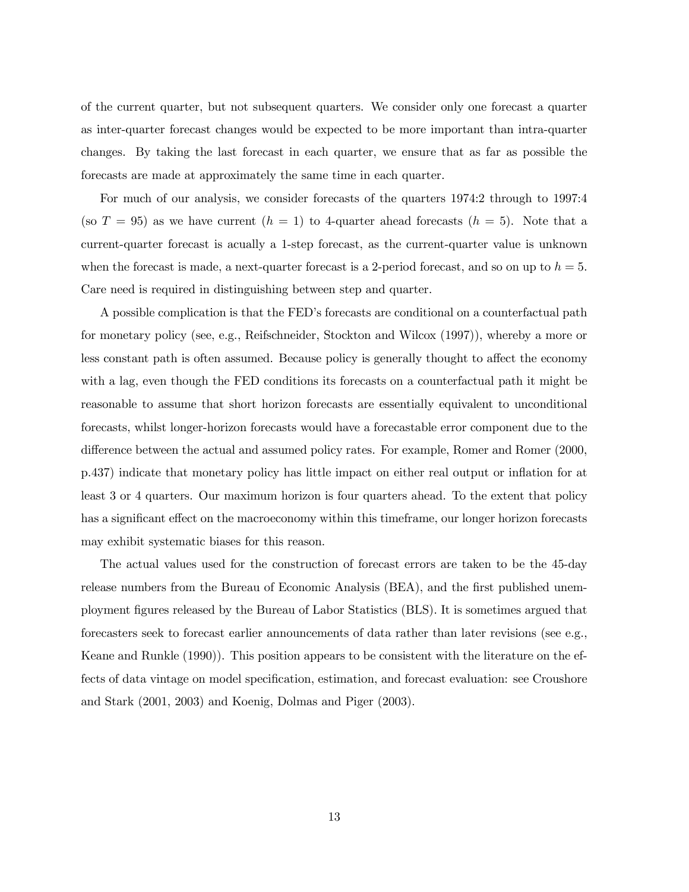of the current quarter, but not subsequent quarters. We consider only one forecast a quarter as inter-quarter forecast changes would be expected to be more important than intra-quarter changes. By taking the last forecast in each quarter, we ensure that as far as possible the forecasts are made at approximately the same time in each quarter.

For much of our analysis, we consider forecasts of the quarters 1974:2 through to 1997:4 (so $T = 95$) as we have current ($h = 1$) to 4-quarter ahead forecasts ($h = 5$). Note that a current-quarter forecast is acually a 1-step forecast, as the current-quarter value is unknown when the forecast is made, a next-quarter forecast is a 2-period forecast, and so on up to $h = 5$. Care need is required in distinguishing between step and quarter.

A possible complication is that the FED's forecasts are conditional on a counterfactual path for monetary policy (see, e.g., Reifschneider, Stockton and Wilcox (1997)), whereby a more or less constant path is often assumed. Because policy is generally thought to affect the economy with a lag, even though the FED conditions its forecasts on a counterfactual path it might be reasonable to assume that short horizon forecasts are essentially equivalent to unconditional forecasts, whilst longer-horizon forecasts would have a forecastable error component due to the difference between the actual and assumed policy rates. For example, Romer and Romer (2000, p.437) indicate that monetary policy has little impact on either real output or inflation for at least 3 or 4 quarters. Our maximum horizon is four quarters ahead. To the extent that policy has a significant effect on the macroeconomy within this timeframe, our longer horizon forecasts may exhibit systematic biases for this reason.

The actual values used for the construction of forecast errors are taken to be the 45-day release numbers from the Bureau of Economic Analysis (BEA), and the first published unemployment figures released by the Bureau of Labor Statistics (BLS). It is sometimes argued that forecasters seek to forecast earlier announcements of data rather than later revisions (see e.g., Keane and Runkle (1990)). This position appears to be consistent with the literature on the effects of data vintage on model specification, estimation, and forecast evaluation: see Croushore and Stark (2001, 2003) and Koenig, Dolmas and Piger (2003).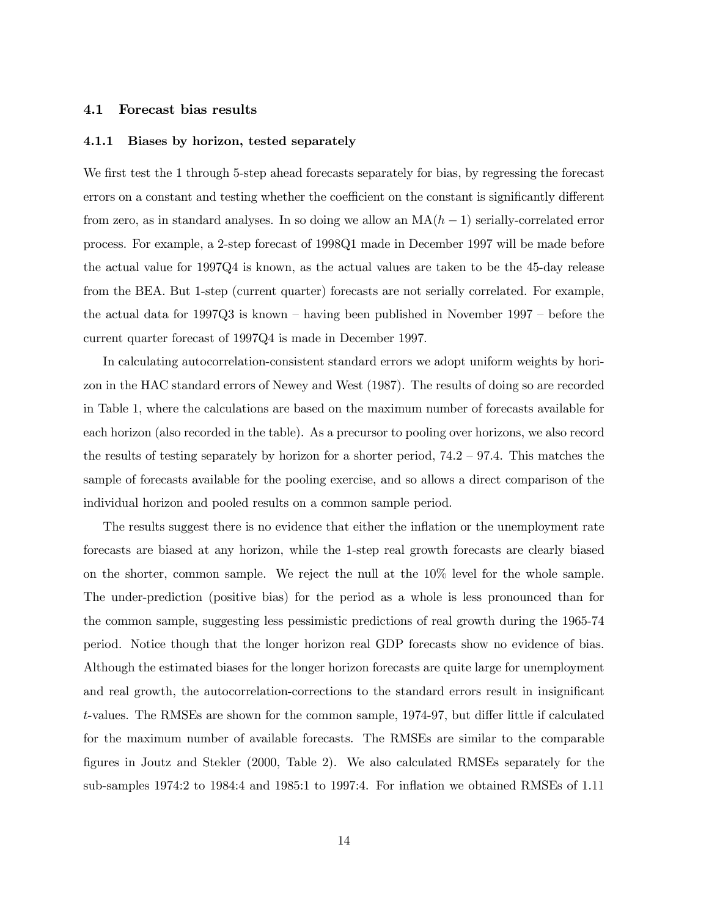### 4.1 Forecast bias results

#### 4.1.1 Biases by horizon, tested separately

We first test the 1 through 5-step ahead forecasts separately for bias, by regressing the forecast errors on a constant and testing whether the coefficient on the constant is significantly different from zero, as in standard analyses. In so doing we allow an MA$(h-1)$ serially-correlated error process. For example, a 2-step forecast of 1998Q1 made in December 1997 will be made before the actual value for 1997Q4 is known, as the actual values are taken to be the 45-day release from the BEA. But 1-step (current quarter) forecasts are not serially correlated. For example, the actual data for 1997Q3 is known – having been published in November 1997 – before the current quarter forecast of 1997Q4 is made in December 1997.

In calculating autocorrelation-consistent standard errors we adopt uniform weights by horizon in the HAC standard errors of Newey and West (1987). The results of doing so are recorded in Table 1, where the calculations are based on the maximum number of forecasts available for each horizon (also recorded in the table). As a precursor to pooling over horizons, we also record the results of testing separately by horizon for a shorter period, 74.2 – 97.4. This matches the sample of forecasts available for the pooling exercise, and so allows a direct comparison of the individual horizon and pooled results on a common sample period.

The results suggest there is no evidence that either the inflation or the unemployment rate forecasts are biased at any horizon, while the 1-step real growth forecasts are clearly biased on the shorter, common sample. We reject the null at the 10% level for the whole sample. The under-prediction (positive bias) for the period as a whole is less pronounced than for the common sample, suggesting less pessimistic predictions of real growth during the 1965-74 period. Notice though that the longer horizon real GDP forecasts show no evidence of bias. Although the estimated biases for the longer horizon forecasts are quite large for unemployment and real growth, the autocorrelation-corrections to the standard errors result in insignificant $t$-values. The RMSEs are shown for the common sample, 1974-97, but differ little if calculated for the maximum number of available forecasts. The RMSEs are similar to the comparable figures in Joutz and Stekler (2000, Table 2). We also calculated RMSEs separately for the sub-samples 1974:2 to 1984:4 and 1985:1 to 1997:4. For inflation we obtained RMSEs of 1.11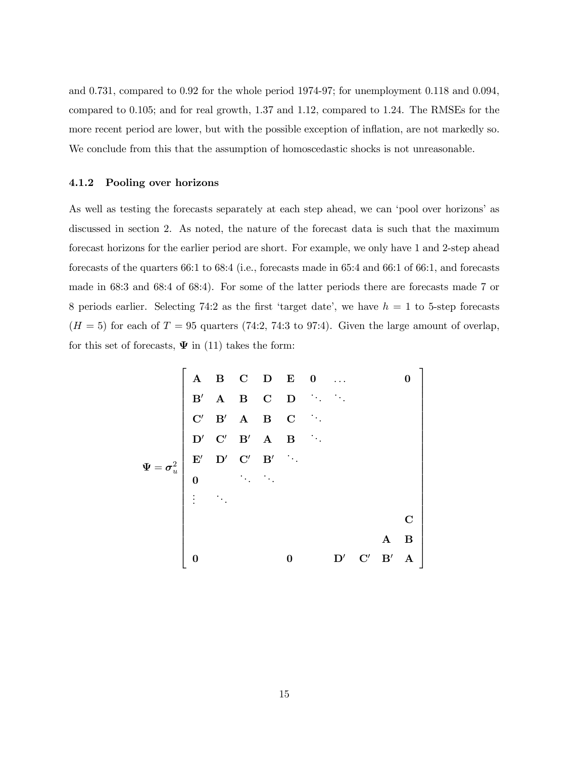and 0.731, compared to 0.92 for the whole period 1974-97; for unemployment 0.118 and 0.094, compared to 0.105; and for real growth, 1.37 and 1.12, compared to 1.24. The RMSEs for the more recent period are lower, but with the possible exception of inflation, are not markedly so. We conclude from this that the assumption of homoscedastic shocks is not unreasonable.

### 4.1.2 Pooling over horizons

As well as testing the forecasts separately at each step ahead, we can 'pool over horizons' as discussed in section 2. As noted, the nature of the forecast data is such that the maximum forecast horizons for the earlier period are short. For example, we only have 1 and 2-step ahead forecasts of the quarters 66:1 to 68:4 (i.e., forecasts made in 65:4 and 66:1 of 66:1, and forecasts made in 68:3 and 68:4 of 68:4). For some of the latter periods there are forecasts made 7 or 8 periods earlier. Selecting 74:2 as the first 'target date', we have $h = 1$ to 5-step forecasts ($H = 5$) for each of $T = 95$ quarters (74:2, 74:3 to 97:4). Given the large amount of overlap, for this set of forecasts, $\mathbf{\Psi}$ in (11) takes the form:

$$
\mathbf{\Psi} = \boldsymbol{\sigma}_u^2 \begin{bmatrix}
\mathbf{A} & \mathbf{B} & \mathbf{C} & \mathbf{D} & \mathbf{E} & \mathbf{0} & \dots & & & \mathbf{0} \\
\mathbf{B}' & \mathbf{A} & \mathbf{B} & \mathbf{C} & \mathbf{D} & \ddots & \ddots & & & \\
\mathbf{C}' & \mathbf{B}' & \mathbf{A} & \mathbf{B} & \mathbf{C} & \ddots & & & & \\
\mathbf{D}' & \mathbf{C}' & \mathbf{B}' & \mathbf{A} & \mathbf{B} & \ddots & & & & \\
\mathbf{E}' & \mathbf{D}' & \mathbf{C}' & \mathbf{B}' & \ddots & & & & & \\
\mathbf{0} & & \ddots & \ddots & & & & & & \\
\vdots & \ddots & & & & & & & & \\
 & & & & & & & & & \mathbf{C} \\
 & & & & & & & & \mathbf{A} & \mathbf{B} \\
\mathbf{0} & & & & \mathbf{0} & & \mathbf{D}' & \mathbf{C}' & \mathbf{B}' & \mathbf{A}
\end{bmatrix}
$$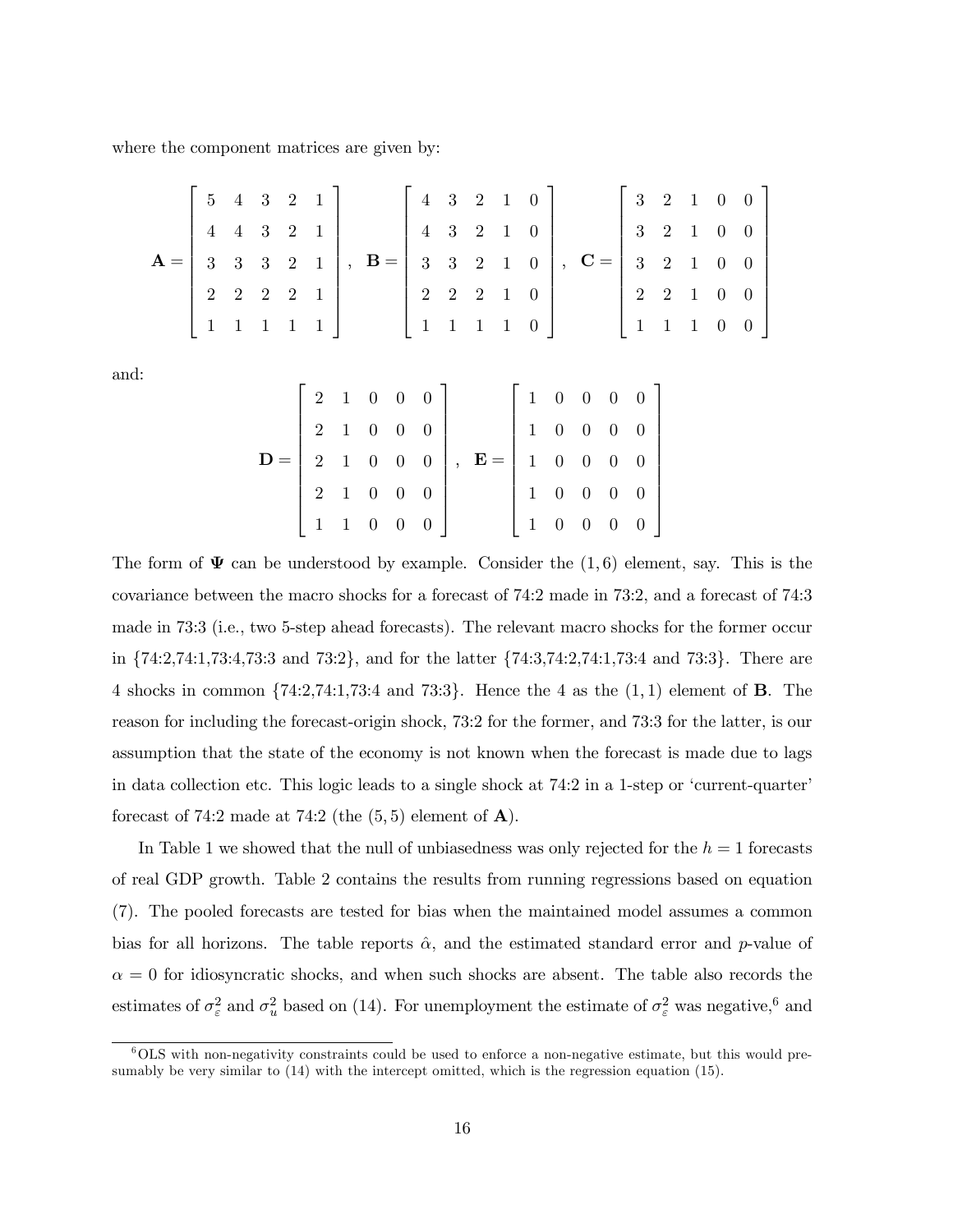where the component matrices are given by:

$$
\mathbf{A} = \begin{bmatrix} 5 & 4 & 3 & 2 & 1 \\ 4 & 4 & 3 & 2 & 1 \\ 3 & 3 & 3 & 2 & 1 \\ 2 & 2 & 2 & 2 & 1 \\ 1 & 1 & 1 & 1 & 1 \end{bmatrix}, \quad \mathbf{B} = \begin{bmatrix} 4 & 3 & 2 & 1 & 0 \\ 4 & 3 & 2 & 1 & 0 \\ 3 & 3 & 2 & 1 & 0 \\ 2 & 2 & 2 & 1 & 0 \\ 1 & 1 & 1 & 1 & 0 \end{bmatrix}, \quad \mathbf{C} = \begin{bmatrix} 3 & 2 & 1 & 0 & 0 \\ 3 & 2 & 1 & 0 & 0 \\ 3 & 2 & 1 & 0 & 0 \\ 2 & 2 & 1 & 0 & 0 \\ 1 & 1 & 1 & 0 & 0 \end{bmatrix}
$$

and:

$$
\mathbf{D} = \begin{bmatrix} 2 & 1 & 0 & 0 & 0 \\ 2 & 1 & 0 & 0 & 0 \\ 2 & 1 & 0 & 0 & 0 \\ 2 & 1 & 0 & 0 & 0 \\ 1 & 1 & 0 & 0 & 0 \end{bmatrix}, \quad \mathbf{E} = \begin{bmatrix} 1 & 0 & 0 & 0 & 0 \\ 1 & 0 & 0 & 0 & 0 \\ 1 & 0 & 0 & 0 & 0 \\ 1 & 0 & 0 & 0 & 0 \\ 1 & 0 & 0 & 0 & 0 \end{bmatrix}
$$

The form of $\mathbf{\Psi}$ can be understood by example. Consider the $(1, 6)$ element, say. This is the covariance between the macro shocks for a forecast of 74:2 made in 73:2, and a forecast of 74:3 made in 73:3 (i.e., two 5-step ahead forecasts). The relevant macro shocks for the former occur in {74:2,74:1,73:4,73:3 and 73:2}, and for the latter {74:3,74:2,74:1,73:4 and 73:3}. There are 4 shocks in common {74:2,74:1,73:4 and 73:3}. Hence the 4 as the $(1, 1)$ element of $\mathbf{B}$. The reason for including the forecast-origin shock, 73:2 for the former, and 73:3 for the latter, is our assumption that the state of the economy is not known when the forecast is made due to lags in data collection etc. This logic leads to a single shock at 74:2 in a 1-step or 'current-quarter' forecast of 74:2 made at 74:2 (the $(5, 5)$ element of $\mathbf{A}$).

In Table 1 we showed that the null of unbiasedness was only rejected for the $h = 1$ forecasts of real GDP growth. Table 2 contains the results from running regressions based on equation (7). The pooled forecasts are tested for bias when the maintained model assumes a common bias for all horizons. The table reports $\hat{\alpha}$, and the estimated standard error and $p$-value of $\alpha = 0$ for idiosyncratic shocks, and when such shocks are absent. The table also records the estimates of $\sigma_{\varepsilon}^2$ and $\sigma_u^2$ based on (14). For unemployment the estimate of $\sigma_{\varepsilon}^2$ was negative,[6] and

[6] OLS with non-negativity constraints could be used to enforce a non-negative estimate, but this would presumably be very similar to (14) with the intercept omitted, which is the regression equation (15).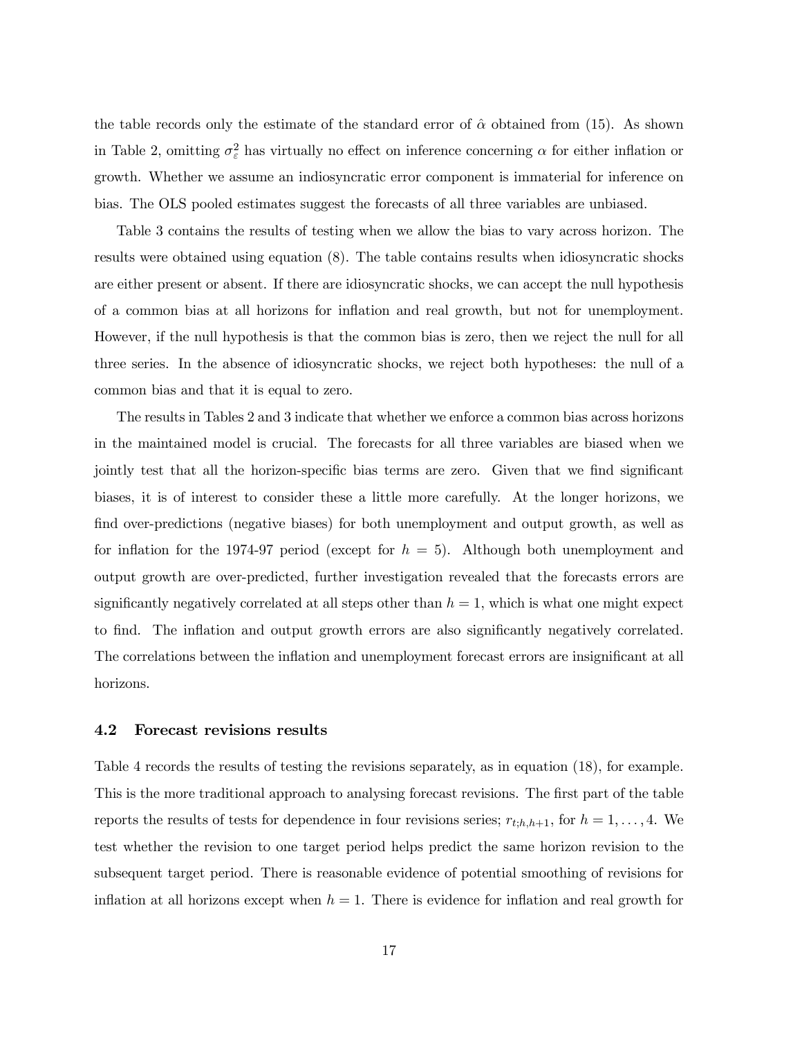the table records only the estimate of the standard error of $\hat{\alpha}$ obtained from (15). As shown in Table 2, omitting $\sigma_{\varepsilon}^2$ has virtually no effect on inference concerning $\alpha$ for either inflation or growth. Whether we assume an indiosyncratic error component is immaterial for inference on bias. The OLS pooled estimates suggest the forecasts of all three variables are unbiased.

Table 3 contains the results of testing when we allow the bias to vary across horizon. The results were obtained using equation (8). The table contains results when idiosyncratic shocks are either present or absent. If there are idiosyncratic shocks, we can accept the null hypothesis of a common bias at all horizons for inflation and real growth, but not for unemployment. However, if the null hypothesis is that the common bias is zero, then we reject the null for all three series. In the absence of idiosyncratic shocks, we reject both hypotheses: the null of a common bias and that it is equal to zero.

The results in Tables 2 and 3 indicate that whether we enforce a common bias across horizons in the maintained model is crucial. The forecasts for all three variables are biased when we jointly test that all the horizon-specific bias terms are zero. Given that we find significant biases, it is of interest to consider these a little more carefully. At the longer horizons, we find over-predictions (negative biases) for both unemployment and output growth, as well as for inflation for the 1974-97 period (except for $h = 5$). Although both unemployment and output growth are over-predicted, further investigation revealed that the forecasts errors are significantly negatively correlated at all steps other than $h = 1$, which is what one might expect to find. The inflation and output growth errors are also significantly negatively correlated. The correlations between the inflation and unemployment forecast errors are insignificant at all horizons.

### 4.2 Forecast revisions results

Table 4 records the results of testing the revisions separately, as in equation (18), for example. This is the more traditional approach to analysing forecast revisions. The first part of the table reports the results of tests for dependence in four revisions series; $r_{t;h,h+1}$, for $h = 1, \ldots, 4$. We test whether the revision to one target period helps predict the same horizon revision to the subsequent target period. There is reasonable evidence of potential smoothing of revisions for inflation at all horizons except when $h = 1$. There is evidence for inflation and real growth for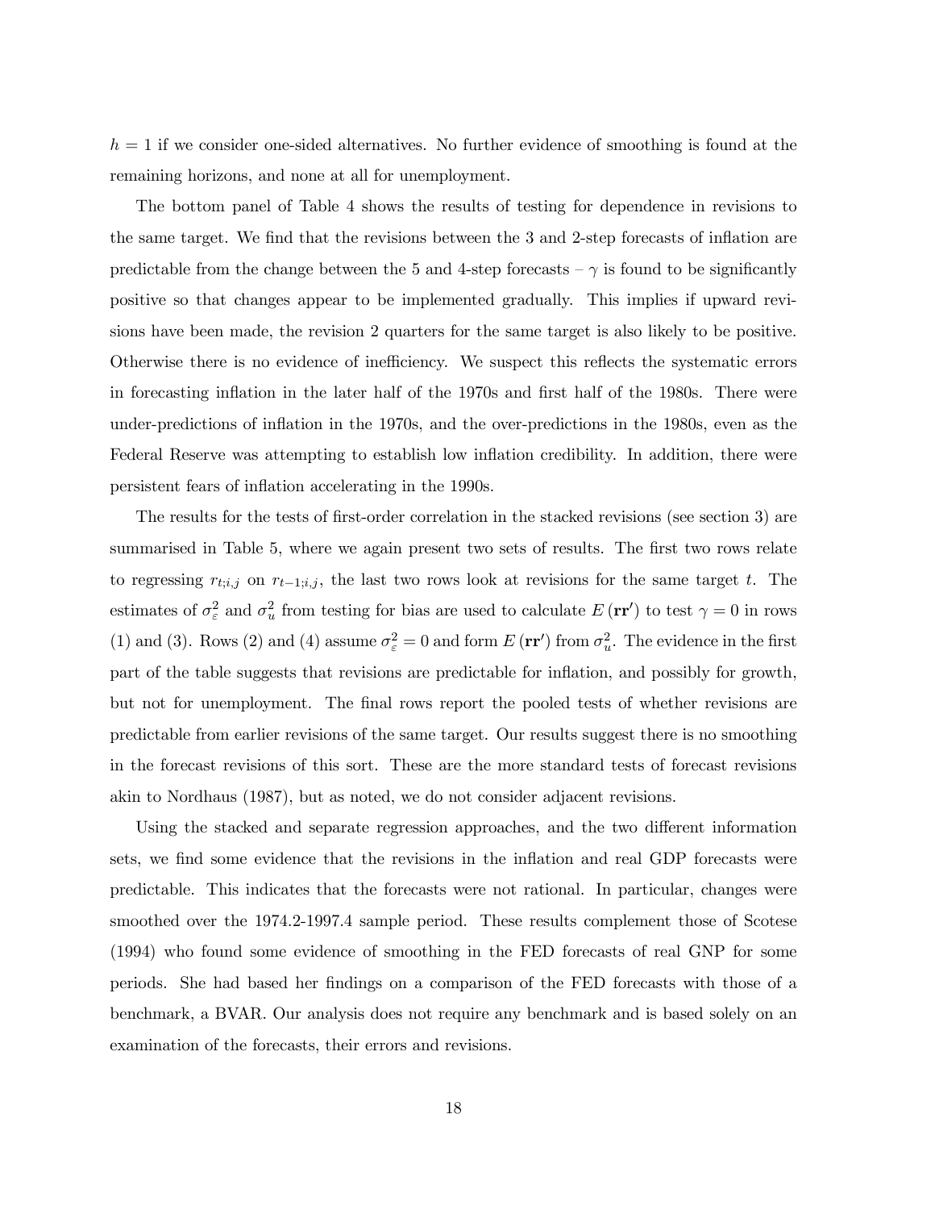$h = 1$ if we consider one-sided alternatives. No further evidence of smoothing is found at the remaining horizons, and none at all for unemployment.

The bottom panel of Table 4 shows the results of testing for dependence in revisions to the same target. We find that the revisions between the 3 and 2-step forecasts of inflation are predictable from the change between the 5 and 4-step forecasts – $\gamma$ is found to be significantly positive so that changes appear to be implemented gradually. This implies if upward revisions have been made, the revision 2 quarters for the same target is also likely to be positive. Otherwise there is no evidence of inefficiency. We suspect this reflects the systematic errors in forecasting inflation in the later half of the 1970s and first half of the 1980s. There were under-predictions of inflation in the 1970s, and the over-predictions in the 1980s, even as the Federal Reserve was attempting to establish low inflation credibility. In addition, there were persistent fears of inflation accelerating in the 1990s.

The results for the tests of first-order correlation in the stacked revisions (see section 3) are summarised in Table 5, where we again present two sets of results. The first two rows relate to regressing $r_{t;i,j}$ on $r_{t-1;i,j}$, the last two rows look at revisions for the same target $t$. The estimates of $\sigma_\varepsilon^2$ and $\sigma_u^2$ from testing for bias are used to calculate $E(\mathbf{rr}')$ to test $\gamma = 0$ in rows (1) and (3). Rows (2) and (4) assume $\sigma_\varepsilon^2 = 0$ and form $E(\mathbf{rr}')$ from $\sigma_u^2$. The evidence in the first part of the table suggests that revisions are predictable for inflation, and possibly for growth, but not for unemployment. The final rows report the pooled tests of whether revisions are predictable from earlier revisions of the same target. Our results suggest there is no smoothing in the forecast revisions of this sort. These are the more standard tests of forecast revisions akin to Nordhaus (1987), but as noted, we do not consider adjacent revisions.

Using the stacked and separate regression approaches, and the two different information sets, we find some evidence that the revisions in the inflation and real GDP forecasts were predictable. This indicates that the forecasts were not rational. In particular, changes were smoothed over the 1974.2-1997.4 sample period. These results complement those of Scotese (1994) who found some evidence of smoothing in the FED forecasts of real GNP for some periods. She had based her findings on a comparison of the FED forecasts with those of a benchmark, a BVAR. Our analysis does not require any benchmark and is based solely on an examination of the forecasts, their errors and revisions.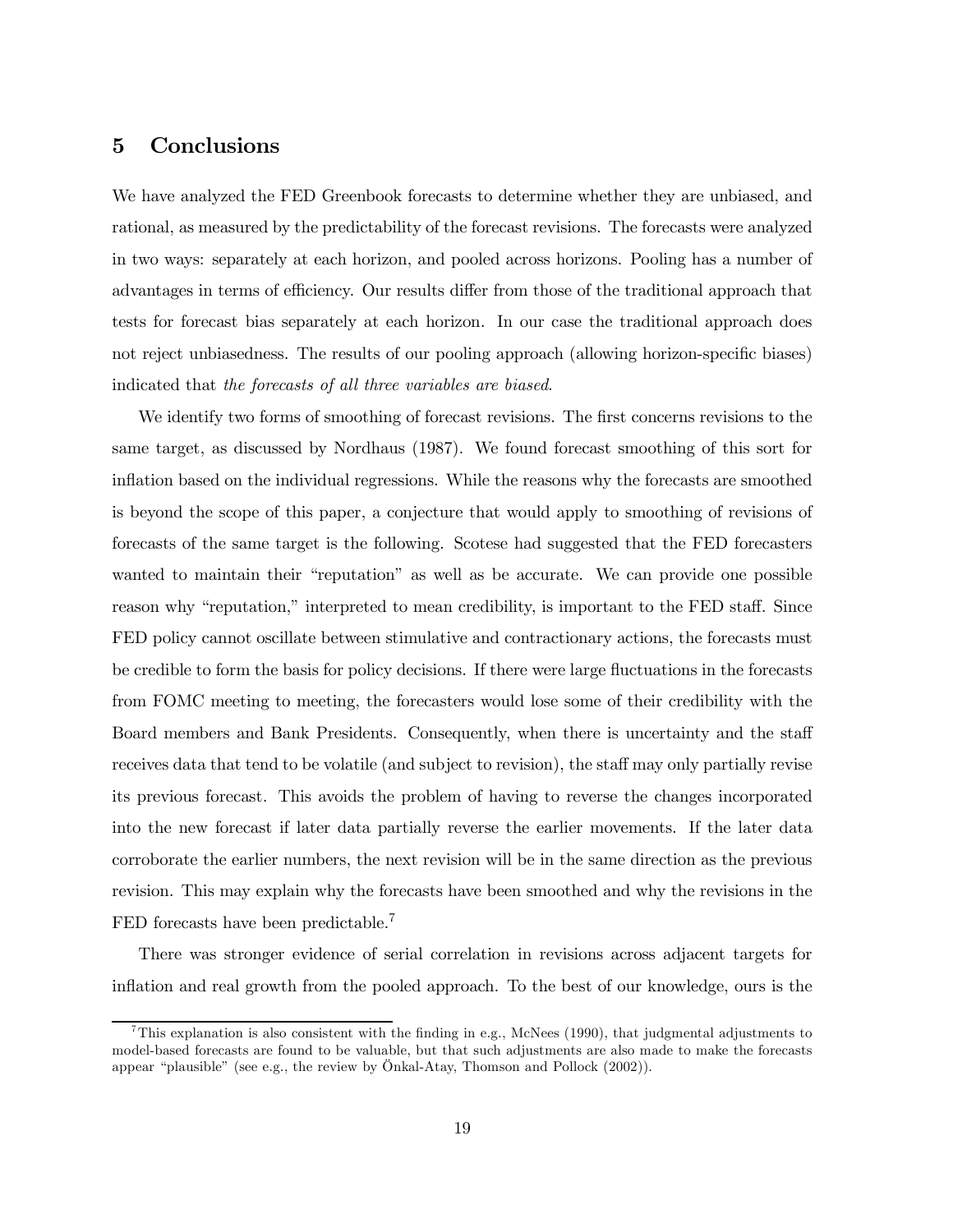## 5 Conclusions

We have analyzed the FED Greenbook forecasts to determine whether they are unbiased, and rational, as measured by the predictability of the forecast revisions. The forecasts were analyzed in two ways: separately at each horizon, and pooled across horizons. Pooling has a number of advantages in terms of efficiency. Our results differ from those of the traditional approach that tests for forecast bias separately at each horizon. In our case the traditional approach does not reject unbiasedness. The results of our pooling approach (allowing horizon-specific biases) indicated that *the forecasts of all three variables are biased*.

We identify two forms of smoothing of forecast revisions. The first concerns revisions to the same target, as discussed by Nordhaus (1987). We found forecast smoothing of this sort for inflation based on the individual regressions. While the reasons why the forecasts are smoothed is beyond the scope of this paper, a conjecture that would apply to smoothing of revisions of forecasts of the same target is the following. Scotese had suggested that the FED forecasters wanted to maintain their "reputation" as well as be accurate. We can provide one possible reason why "reputation," interpreted to mean credibility, is important to the FED staff. Since FED policy cannot oscillate between stimulative and contractionary actions, the forecasts must be credible to form the basis for policy decisions. If there were large fluctuations in the forecasts from FOMC meeting to meeting, the forecasters would lose some of their credibility with the Board members and Bank Presidents. Consequently, when there is uncertainty and the staff receives data that tend to be volatile (and subject to revision), the staff may only partially revise its previous forecast. This avoids the problem of having to reverse the changes incorporated into the new forecast if later data partially reverse the earlier movements. If the later data corroborate the earlier numbers, the next revision will be in the same direction as the previous revision. This may explain why the forecasts have been smoothed and why the revisions in the FED forecasts have been predictable.[7]

There was stronger evidence of serial correlation in revisions across adjacent targets for inflation and real growth from the pooled approach. To the best of our knowledge, ours is the

[7] This explanation is also consistent with the finding in e.g., McNees (1990), that judgmental adjustments to model-based forecasts are found to be valuable, but that such adjustments are also made to make the forecasts appear "plausible" (see e.g., the review by Önkal-Atay, Thomson and Pollock (2002)).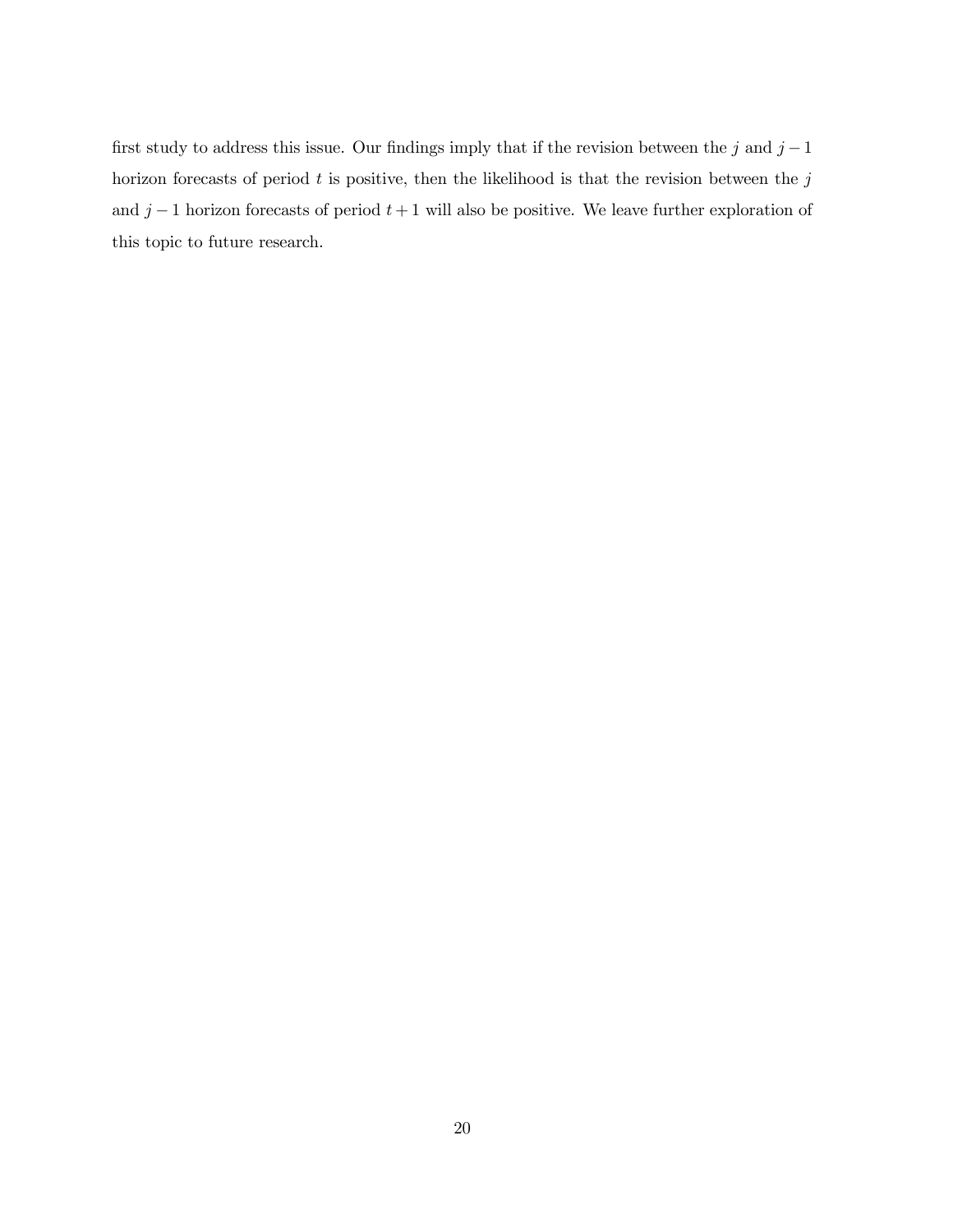first study to address this issue. Our findings imply that if the revision between the $j$ and $j-1$ horizon forecasts of period $t$ is positive, then the likelihood is that the revision between the $j$ and $j-1$ horizon forecasts of period $t+1$ will also be positive. We leave further exploration of this topic to future research.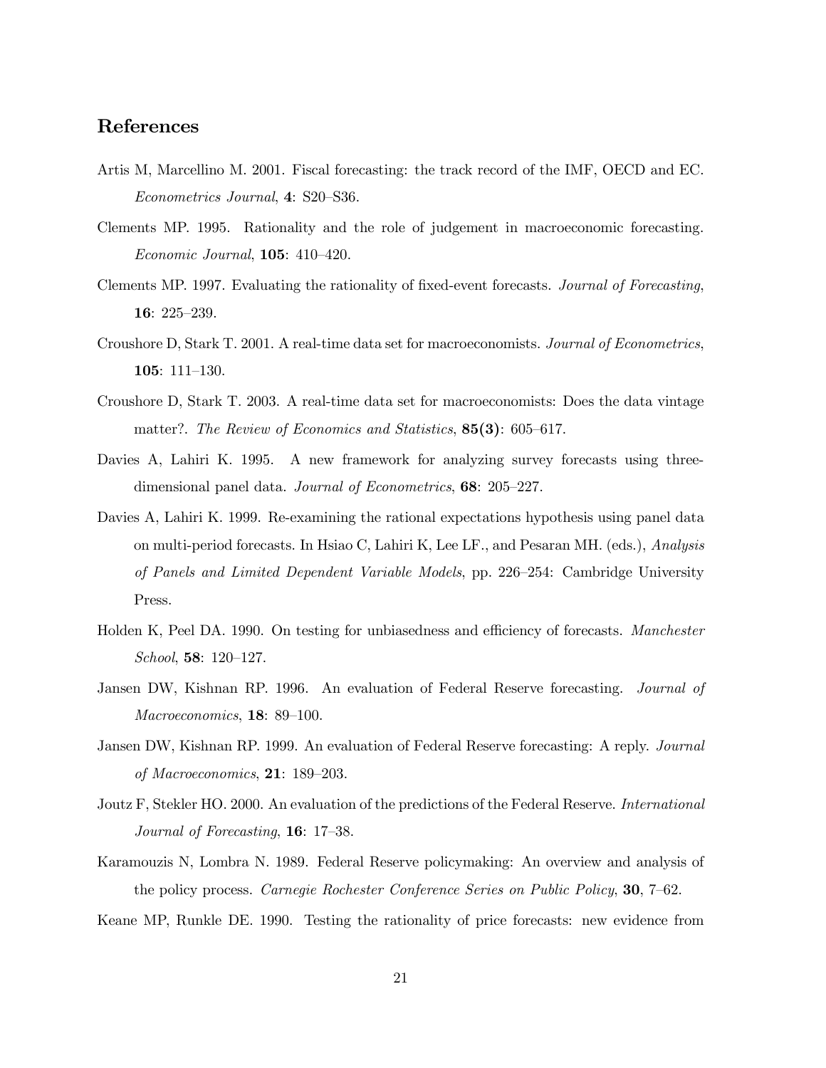## References

Artis M, Marcellino M. 2001. Fiscal forecasting: the track record of the IMF, OECD and EC. *Econometrics Journal*, **4**: S20–S36.

Clements MP. 1995. Rationality and the role of judgement in macroeconomic forecasting. *Economic Journal*, **105**: 410–420.

Clements MP. 1997. Evaluating the rationality of fixed-event forecasts. *Journal of Forecasting*, **16**: 225–239.

Croushore D, Stark T. 2001. A real-time data set for macroeconomists. *Journal of Econometrics*, **105**: 111–130.

Croushore D, Stark T. 2003. A real-time data set for macroeconomists: Does the data vintage matter?. *The Review of Economics and Statistics*, **85(3)**: 605–617.

Davies A, Lahiri K. 1995. A new framework for analyzing survey forecasts using three-dimensional panel data. *Journal of Econometrics*, **68**: 205–227.

Davies A, Lahiri K. 1999. Re-examining the rational expectations hypothesis using panel data on multi-period forecasts. In Hsiao C, Lahiri K, Lee LF., and Pesaran MH. (eds.), *Analysis of Panels and Limited Dependent Variable Models*, pp. 226–254: Cambridge University Press.

Holden K, Peel DA. 1990. On testing for unbiasedness and efficiency of forecasts. *Manchester School*, **58**: 120–127.

Jansen DW, Kishnan RP. 1996. An evaluation of Federal Reserve forecasting. *Journal of Macroeconomics*, **18**: 89–100.

Jansen DW, Kishnan RP. 1999. An evaluation of Federal Reserve forecasting: A reply. *Journal of Macroeconomics*, **21**: 189–203.

Joutz F, Stekler HO. 2000. An evaluation of the predictions of the Federal Reserve. *International Journal of Forecasting*, **16**: 17–38.

Karamouzis N, Lombra N. 1989. Federal Reserve policymaking: An overview and analysis of the policy process. *Carnegie Rochester Conference Series on Public Policy*, **30**, 7–62.

Keane MP, Runkle DE. 1990. Testing the rationality of price forecasts: new evidence from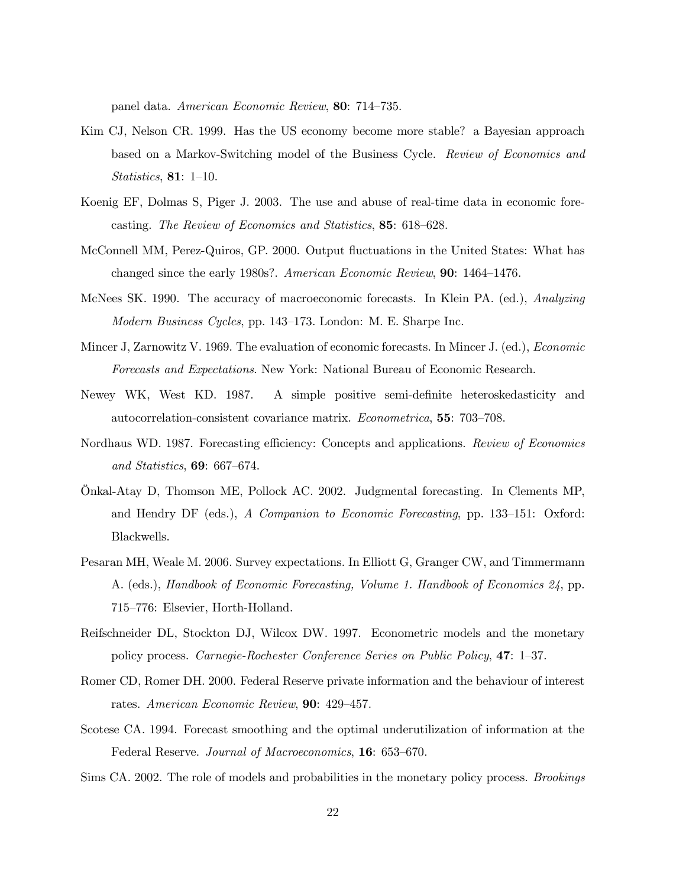panel data. *American Economic Review*, **80**: 714–735.

Kim CJ, Nelson CR. 1999. Has the US economy become more stable? a Bayesian approach based on a Markov-Switching model of the Business Cycle. *Review of Economics and Statistics*, **81**: 1–10.

Koenig EF, Dolmas S, Piger J. 2003. The use and abuse of real-time data in economic forecasting. *The Review of Economics and Statistics*, **85**: 618–628.

McConnell MM, Perez-Quiros, GP. 2000. Output fluctuations in the United States: What has changed since the early 1980s?. *American Economic Review*, **90**: 1464–1476.

McNees SK. 1990. The accuracy of macroeconomic forecasts. In Klein PA. (ed.), *Analyzing Modern Business Cycles*, pp. 143–173. London: M. E. Sharpe Inc.

Mincer J, Zarnowitz V. 1969. The evaluation of economic forecasts. In Mincer J. (ed.), *Economic Forecasts and Expectations*. New York: National Bureau of Economic Research.

Newey WK, West KD. 1987. A simple positive semi-definite heteroskedasticity and autocorrelation-consistent covariance matrix. *Econometrica*, **55**: 703–708.

Nordhaus WD. 1987. Forecasting efficiency: Concepts and applications. *Review of Economics and Statistics*, **69**: 667–674.

Önkal-Atay D, Thomson ME, Pollock AC. 2002. Judgmental forecasting. In Clements MP, and Hendry DF (eds.), *A Companion to Economic Forecasting*, pp. 133–151: Oxford: Blackwells.

Pesaran MH, Weale M. 2006. Survey expectations. In Elliott G, Granger CW, and Timmermann A. (eds.), *Handbook of Economic Forecasting, Volume 1. Handbook of Economics 24*, pp. 715–776: Elsevier, Horth-Holland.

Reifschneider DL, Stockton DJ, Wilcox DW. 1997. Econometric models and the monetary policy process. *Carnegie-Rochester Conference Series on Public Policy*, **47**: 1–37.

Romer CD, Romer DH. 2000. Federal Reserve private information and the behaviour of interest rates. *American Economic Review*, **90**: 429–457.

Scotese CA. 1994. Forecast smoothing and the optimal underutilization of information at the Federal Reserve. *Journal of Macroeconomics*, **16**: 653–670.

Sims CA. 2002. The role of models and probabilities in the monetary policy process. *Brookings*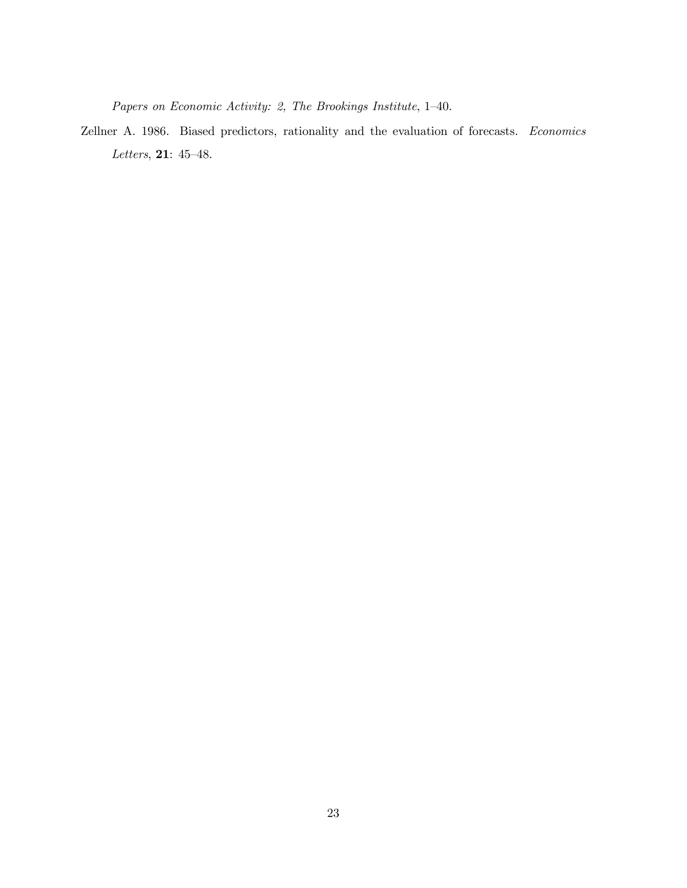*Papers on Economic Activity: 2, The Brookings Institute*, 1–40.

Zellner A. 1986. Biased predictors, rationality and the evaluation of forecasts. *Economics Letters*, **21**: 45–48.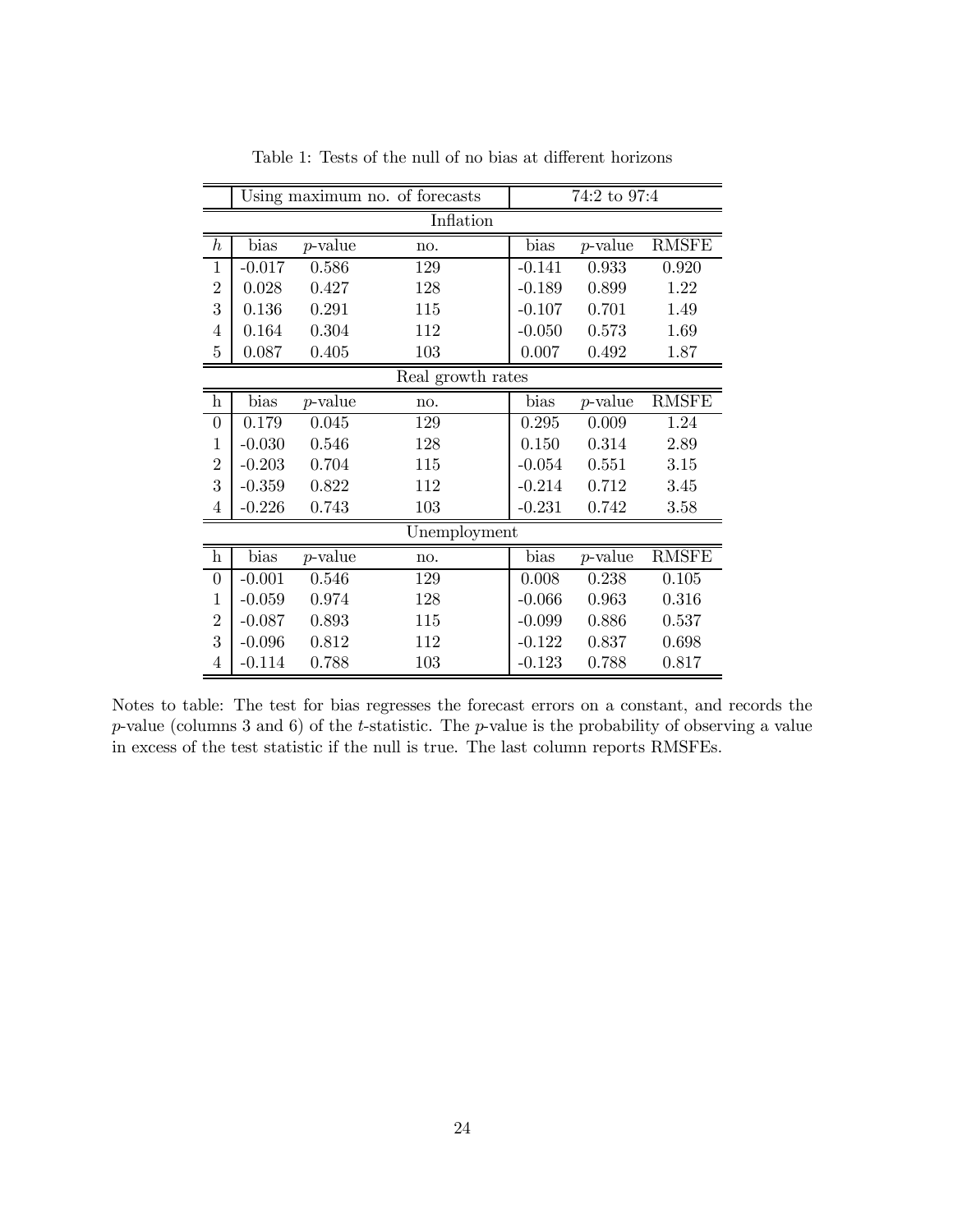Table 1: Tests of the null of no bias at different horizons

| | Using maximum no. of forecasts | | | 74:2 to 97:4 | | |
|---|---|---|---|---|---|---|
| **Inflation** | | | | | | |
| $h$ | bias | $p$-value | no. | bias | $p$-value | RMSFE |
| 1 | -0.017 | 0.586 | 129 | -0.141 | 0.933 | 0.920 |
| 2 | 0.028 | 0.427 | 128 | -0.189 | 0.899 | 1.22 |
| 3 | 0.136 | 0.291 | 115 | -0.107 | 0.701 | 1.49 |
| 4 | 0.164 | 0.304 | 112 | -0.050 | 0.573 | 1.69 |
| 5 | 0.087 | 0.405 | 103 | 0.007 | 0.492 | 1.87 |
| **Real growth rates** | | | | | | |
| h | bias | $p$-value | no. | bias | $p$-value | RMSFE |
| 0 | 0.179 | 0.045 | 129 | 0.295 | 0.009 | 1.24 |
| 1 | -0.030 | 0.546 | 128 | 0.150 | 0.314 | 2.89 |
| 2 | -0.203 | 0.704 | 115 | -0.054 | 0.551 | 3.15 |
| 3 | -0.359 | 0.822 | 112 | -0.214 | 0.712 | 3.45 |
| 4 | -0.226 | 0.743 | 103 | -0.231 | 0.742 | 3.58 |
| **Unemployment** | | | | | | |
| h | bias | $p$-value | no. | bias | $p$-value | RMSFE |
| 0 | -0.001 | 0.546 | 129 | 0.008 | 0.238 | 0.105 |
| 1 | -0.059 | 0.974 | 128 | -0.066 | 0.963 | 0.316 |
| 2 | -0.087 | 0.893 | 115 | -0.099 | 0.886 | 0.537 |
| 3 | -0.096 | 0.812 | 112 | -0.122 | 0.837 | 0.698 |
| 4 | -0.114 | 0.788 | 103 | -0.123 | 0.788 | 0.817 |

Notes to table: The test for bias regresses the forecast errors on a constant, and records the $p$-value (columns 3 and 6) of the $t$-statistic. The $p$-value is the probability of observing a value in excess of the test statistic if the null is true. The last column reports RMSFEs.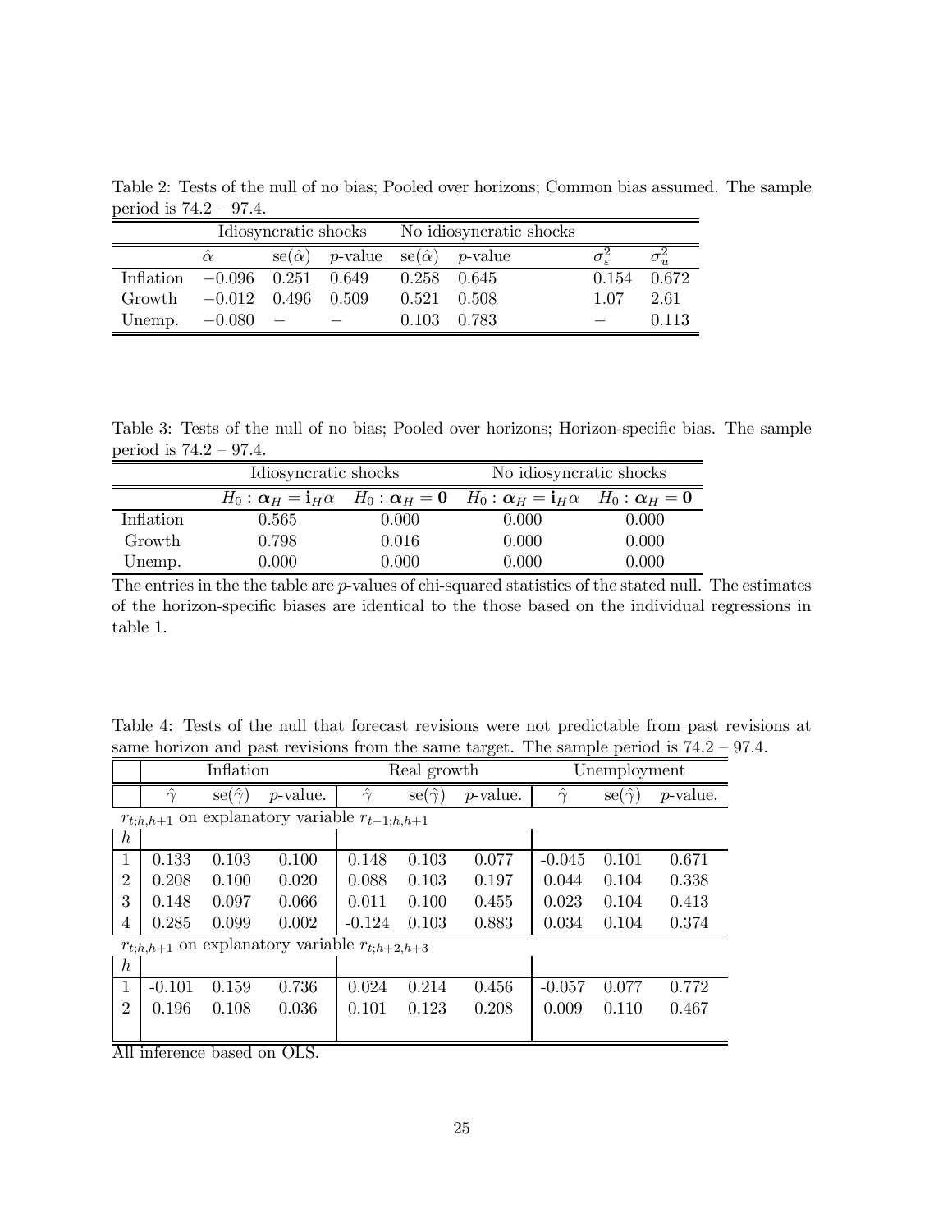Table 2: Tests of the null of no bias; Pooled over horizons; Common bias assumed. The sample period is 74.2 – 97.4.

| | Idiosyncratic shocks | | | No idiosyncratic shocks | | | |
|---|---|---|---|---|---|---|---|
| | $\hat{\alpha}$ | se($\hat{\alpha}$) | $p$-value | se($\hat{\alpha}$) | $p$-value | $\sigma_\varepsilon^2$ | $\sigma_u^2$ |
| Inflation | $-0.096$ | 0.251 | 0.649 | 0.258 | 0.645 | 0.154 | 0.672 |
| Growth | $-0.012$ | 0.496 | 0.509 | 0.521 | 0.508 | 1.07 | 2.61 |
| Unemp. | $-0.080$ | – | – | 0.103 | 0.783 | – | 0.113 |

Table 3: Tests of the null of no bias; Pooled over horizons; Horizon-specific bias. The sample period is 74.2 – 97.4.

| | Idiosyncratic shocks | | No idiosyncratic shocks | |
|---|---|---|---|---|
| | $H_0 : \boldsymbol{\alpha}_H = \mathbf{i}_H\alpha$ | $H_0 : \boldsymbol{\alpha}_H = \mathbf{0}$ | $H_0 : \boldsymbol{\alpha}_H = \mathbf{i}_H\alpha$ | $H_0 : \boldsymbol{\alpha}_H = \mathbf{0}$ |
| Inflation | 0.565 | 0.000 | 0.000 | 0.000 |
| Growth | 0.798 | 0.016 | 0.000 | 0.000 |
| Unemp. | 0.000 | 0.000 | 0.000 | 0.000 |

The entries in the the table are $p$-values of chi-squared statistics of the stated null. The estimates of the horizon-specific biases are identical to the those based on the individual regressions in table 1.

Table 4: Tests of the null that forecast revisions were not predictable from past revisions at same horizon and past revisions from the same target. The sample period is 74.2 – 97.4.

| | Inflation | | | Real growth | | | Unemployment | | |
|---|---|---|---|---|---|---|---|---|---|
| | $\hat{\gamma}$ | se($\hat{\gamma}$) | $p$-value. | $\hat{\gamma}$ | se($\hat{\gamma}$) | $p$-value. | $\hat{\gamma}$ | se($\hat{\gamma}$) | $p$-value. |
| $r_{t;h,h+1}$ on explanatory variable $r_{t-1;h,h+1}$ | | | | | | | | | |
| $h$ | | | | | | | | | |
| 1 | 0.133 | 0.103 | 0.100 | 0.148 | 0.103 | 0.077 | -0.045 | 0.101 | 0.671 |
| 2 | 0.208 | 0.100 | 0.020 | 0.088 | 0.103 | 0.197 | 0.044 | 0.104 | 0.338 |
| 3 | 0.148 | 0.097 | 0.066 | 0.011 | 0.100 | 0.455 | 0.023 | 0.104 | 0.413 |
| 4 | 0.285 | 0.099 | 0.002 | -0.124 | 0.103 | 0.883 | 0.034 | 0.104 | 0.374 |
| $r_{t;h,h+1}$ on explanatory variable $r_{t;h+2,h+3}$ | | | | | | | | | |
| $h$ | | | | | | | | | |
| 1 | -0.101 | 0.159 | 0.736 | 0.024 | 0.214 | 0.456 | -0.057 | 0.077 | 0.772 |
| 2 | 0.196 | 0.108 | 0.036 | 0.101 | 0.123 | 0.208 | 0.009 | 0.110 | 0.467 |

All inference based on OLS.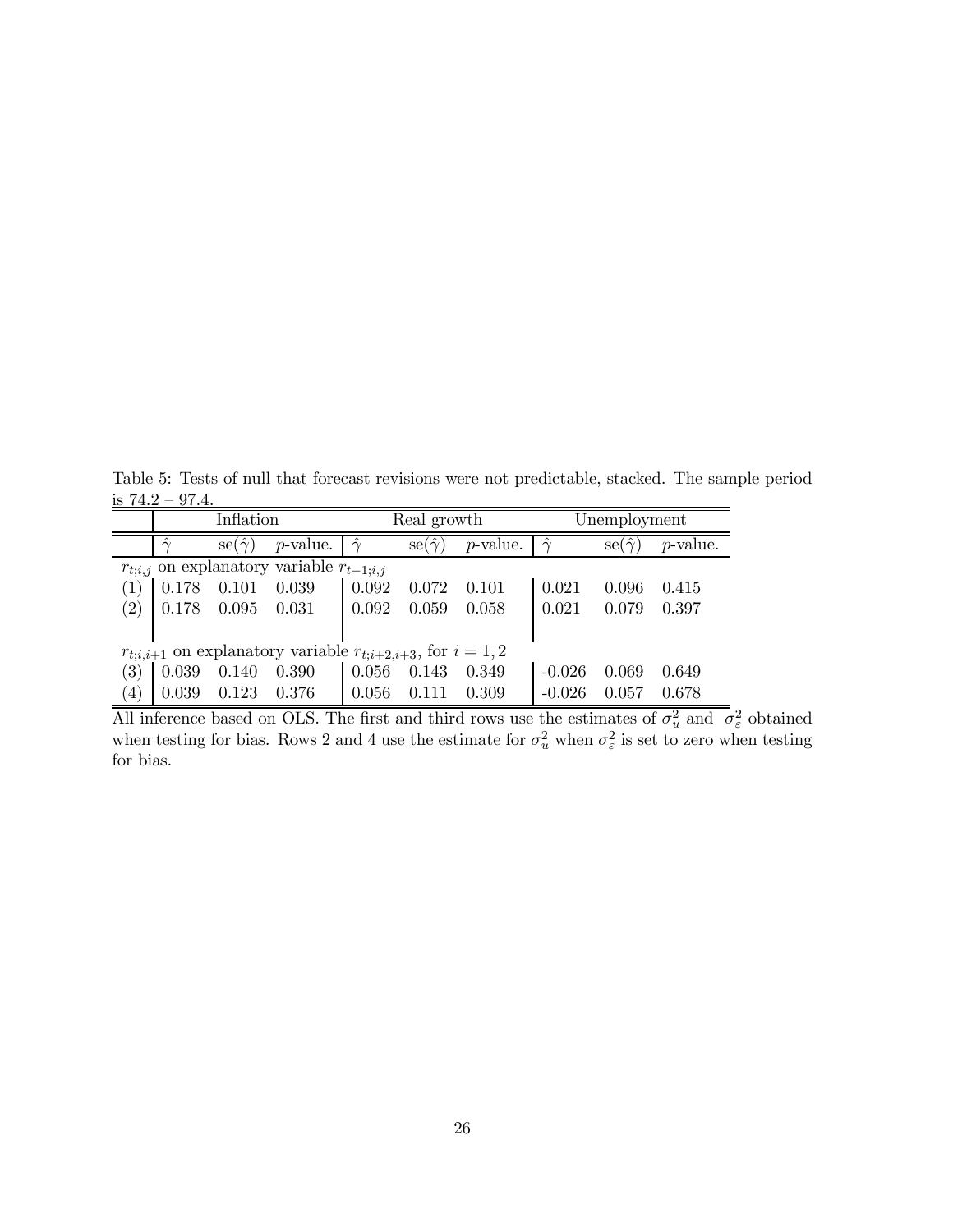Table 5: Tests of null that forecast revisions were not predictable, stacked. The sample period is 74.2 – 97.4.

| | Inflation | | | Real growth | | | Unemployment | | |
|---|---|---|---|---|---|---|---|---|---|
| | $\hat{\gamma}$ | $\text{se}(\hat{\gamma})$ | *p*-value. | $\hat{\gamma}$ | $\text{se}(\hat{\gamma})$ | *p*-value. | $\hat{\gamma}$ | $\text{se}(\hat{\gamma})$ | *p*-value. |
| $r_{t;i,j}$ on explanatory variable $r_{t-1;i,j}$ | | | | | | | | | |
| (1) | 0.178 | 0.101 | 0.039 | 0.092 | 0.072 | 0.101 | 0.021 | 0.096 | 0.415 |
| (2) | 0.178 | 0.095 | 0.031 | 0.092 | 0.059 | 0.058 | 0.021 | 0.079 | 0.397 |
| $r_{t;i,i+1}$ on explanatory variable $r_{t;i+2,i+3}$, for $i = 1, 2$ | | | | | | | | | |
| (3) | 0.039 | 0.140 | 0.390 | 0.056 | 0.143 | 0.349 | -0.026 | 0.069 | 0.649 |
| (4) | 0.039 | 0.123 | 0.376 | 0.056 | 0.111 | 0.309 | -0.026 | 0.057 | 0.678 |

All inference based on OLS. The first and third rows use the estimates of $\sigma_u^2$ and $\sigma_\varepsilon^2$ obtained when testing for bias. Rows 2 and 4 use the estimate for $\sigma_u^2$ when $\sigma_\varepsilon^2$ is set to zero when testing for bias.